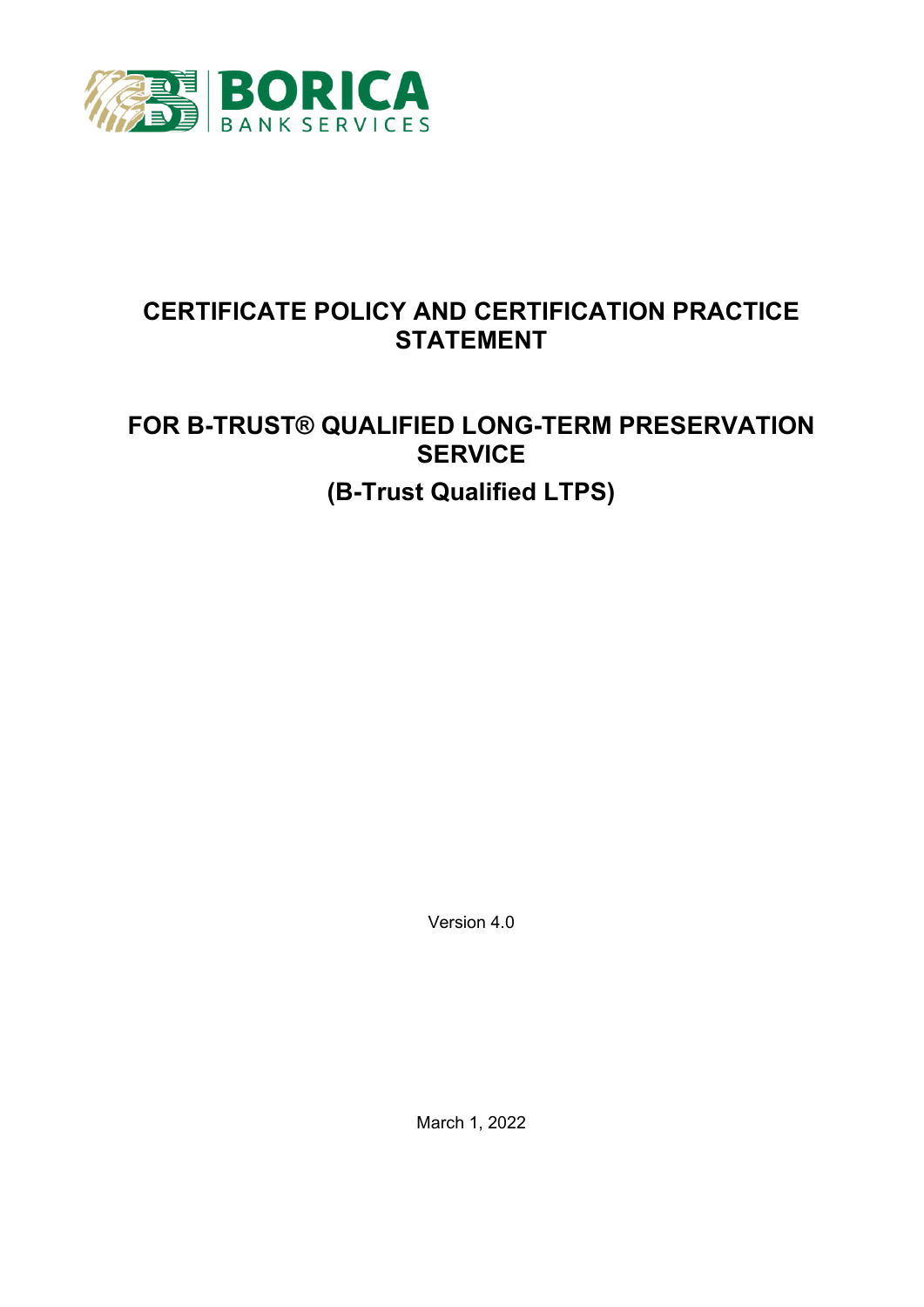BORICA
BANK SERVICES

# CERTIFICATE POLICY AND CERTIFICATION PRACTICE STATEMENT

# FOR B-TRUST® QUALIFIED LONG-TERM PRESERVATION SERVICE

# (B-Trust Qualified LTPS)

Version 4.0

March 1, 2022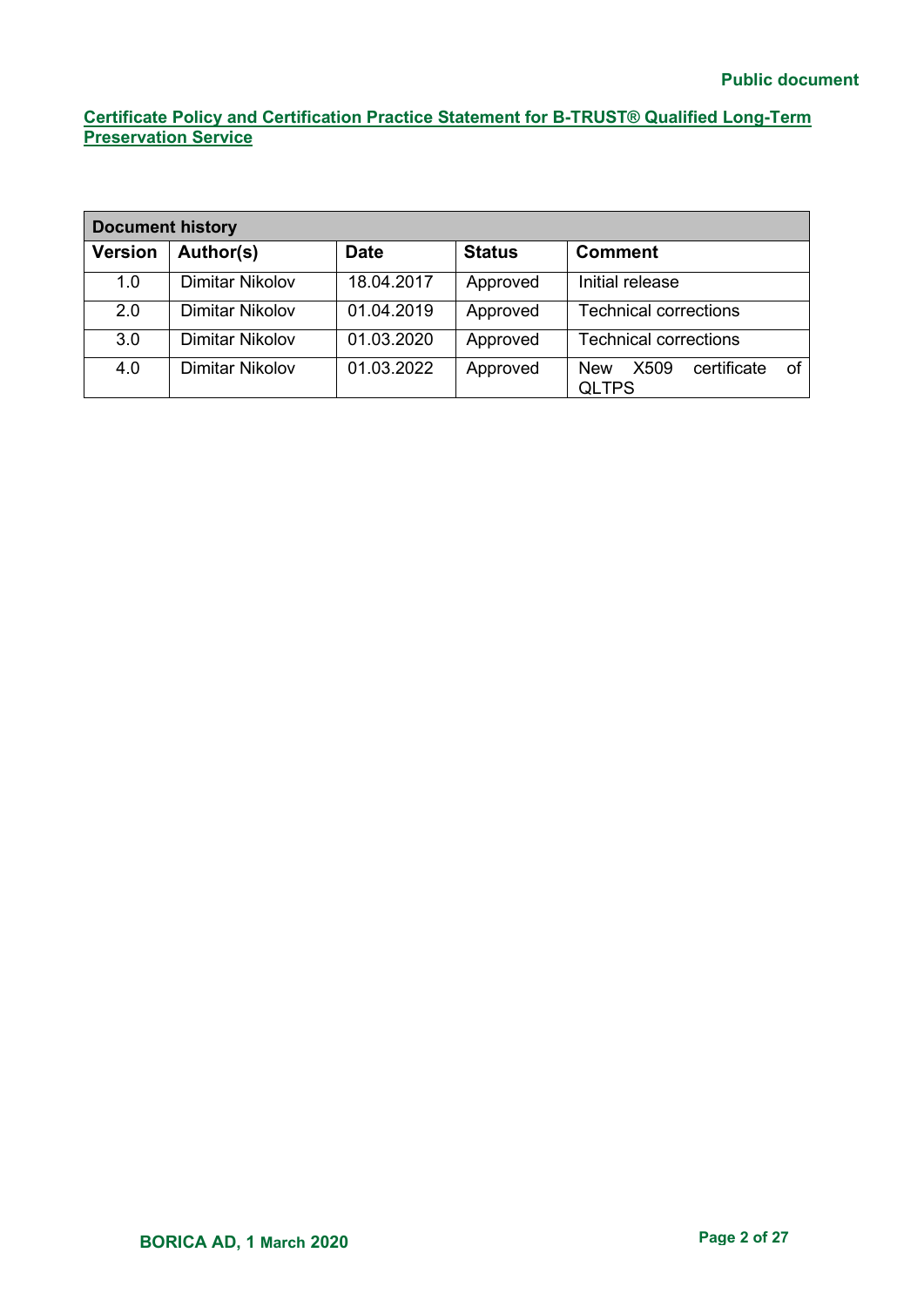**Certificate Policy and Certification Practice Statement for B-TRUST® Qualified Long-Term Preservation Service**

| Document history | | | | |
|---|---|---|---|---|
| **Version** | **Author(s)** | **Date** | **Status** | **Comment** |
| 1.0 | Dimitar Nikolov | 18.04.2017 | Approved | Initial release |
| 2.0 | Dimitar Nikolov | 01.04.2019 | Approved | Technical corrections |
| 3.0 | Dimitar Nikolov | 01.03.2020 | Approved | Technical corrections |
| 4.0 | Dimitar Nikolov | 01.03.2022 | Approved | New X509 certificate of QLTPS |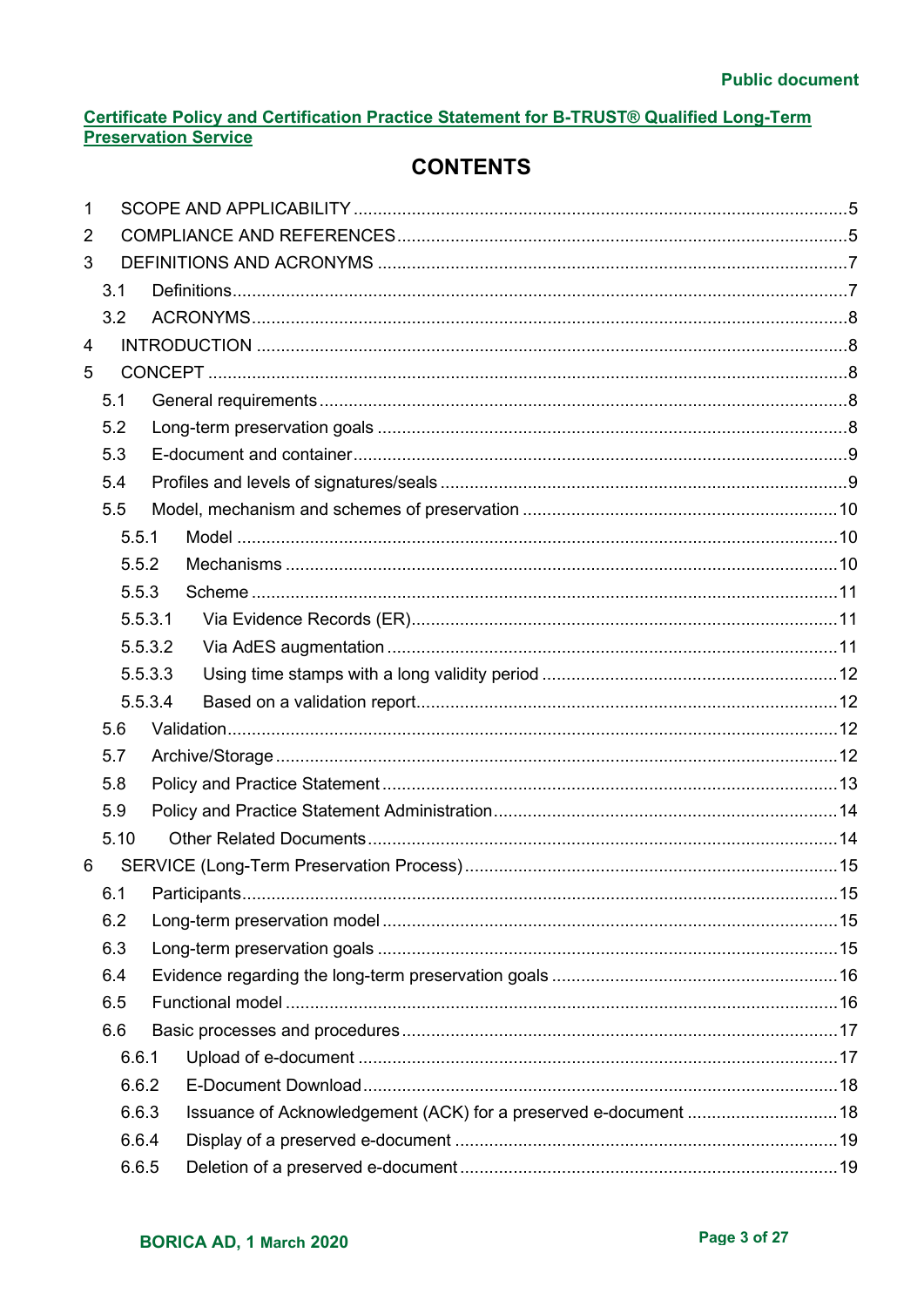Public document

**Certificate Policy and Certification Practice Statement for B-TRUST® Qualified Long-Term Preservation Service**

# CONTENTS

- 1 SCOPE AND APPLICABILITY .....5
- 2 COMPLIANCE AND REFERENCES .....5
- 3 DEFINITIONS AND ACRONYMS .....7
  - 3.1 Definitions .....7
  - 3.2 ACRONYMS .....8
- 4 INTRODUCTION .....8
- 5 CONCEPT .....8
  - 5.1 General requirements .....8
  - 5.2 Long-term preservation goals .....8
  - 5.3 E-document and container .....9
  - 5.4 Profiles and levels of signatures/seals .....9
  - 5.5 Model, mechanism and schemes of preservation .....10
    - 5.5.1 Model .....10
    - 5.5.2 Mechanisms .....10
    - 5.5.3 Scheme .....11
    - 5.5.3.1 Via Evidence Records (ER) .....11
    - 5.5.3.2 Via AdES augmentation .....11
    - 5.5.3.3 Using time stamps with a long validity period .....12
    - 5.5.3.4 Based on a validation report .....12
  - 5.6 Validation .....12
  - 5.7 Archive/Storage .....12
  - 5.8 Policy and Practice Statement .....13
  - 5.9 Policy and Practice Statement Administration .....14
  - 5.10 Other Related Documents .....14
- 6 SERVICE (Long-Term Preservation Process) .....15
  - 6.1 Participants .....15
  - 6.2 Long-term preservation model .....15
  - 6.3 Long-term preservation goals .....15
  - 6.4 Evidence regarding the long-term preservation goals .....16
  - 6.5 Functional model .....16
  - 6.6 Basic processes and procedures .....17
    - 6.6.1 Upload of e-document .....17
    - 6.6.2 E-Document Download .....18
    - 6.6.3 Issuance of Acknowledgement (ACK) for a preserved e-document .....18
    - 6.6.4 Display of a preserved e-document .....19
    - 6.6.5 Deletion of a preserved e-document .....19

BORICA AD, 1 March 2020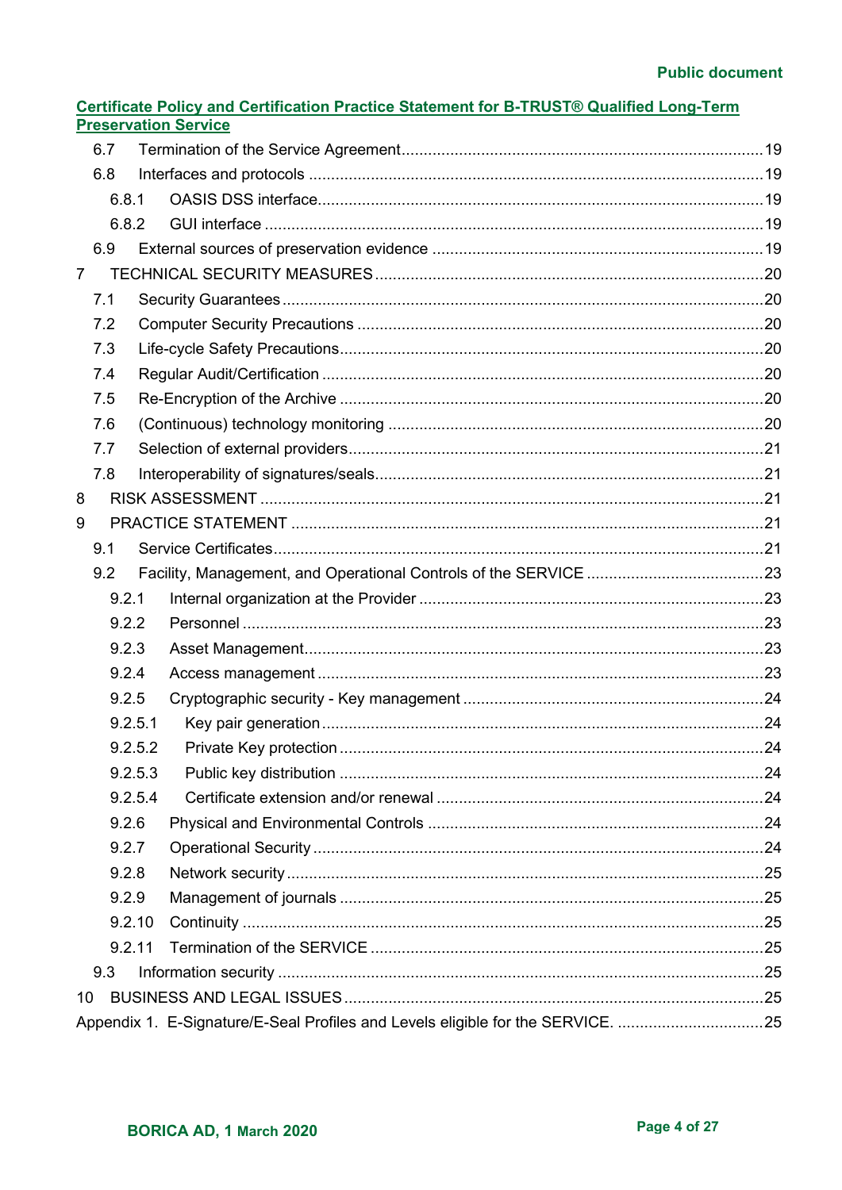6.7 Termination of the Service Agreement ..... 19
6.8 Interfaces and protocols ..... 19
6.8.1 OASIS DSS interface ..... 19
6.8.2 GUI interface ..... 19
6.9 External sources of preservation evidence ..... 19
7 TECHNICAL SECURITY MEASURES ..... 20
7.1 Security Guarantees ..... 20
7.2 Computer Security Precautions ..... 20
7.3 Life-cycle Safety Precautions ..... 20
7.4 Regular Audit/Certification ..... 20
7.5 Re-Encryption of the Archive ..... 20
7.6 (Continuous) technology monitoring ..... 20
7.7 Selection of external providers ..... 21
7.8 Interoperability of signatures/seals ..... 21
8 RISK ASSESSMENT ..... 21
9 PRACTICE STATEMENT ..... 21
9.1 Service Certificates ..... 21
9.2 Facility, Management, and Operational Controls of the SERVICE ..... 23
9.2.1 Internal organization at the Provider ..... 23
9.2.2 Personnel ..... 23
9.2.3 Asset Management ..... 23
9.2.4 Access management ..... 23
9.2.5 Cryptographic security - Key management ..... 24
9.2.5.1 Key pair generation ..... 24
9.2.5.2 Private Key protection ..... 24
9.2.5.3 Public key distribution ..... 24
9.2.5.4 Certificate extension and/or renewal ..... 24
9.2.6 Physical and Environmental Controls ..... 24
9.2.7 Operational Security ..... 24
9.2.8 Network security ..... 25
9.2.9 Management of journals ..... 25
9.2.10 Continuity ..... 25
9.2.11 Termination of the SERVICE ..... 25
9.3 Information security ..... 25
10 BUSINESS AND LEGAL ISSUES ..... 25
Appendix 1. E-Signature/E-Seal Profiles and Levels eligible for the SERVICE. ..... 25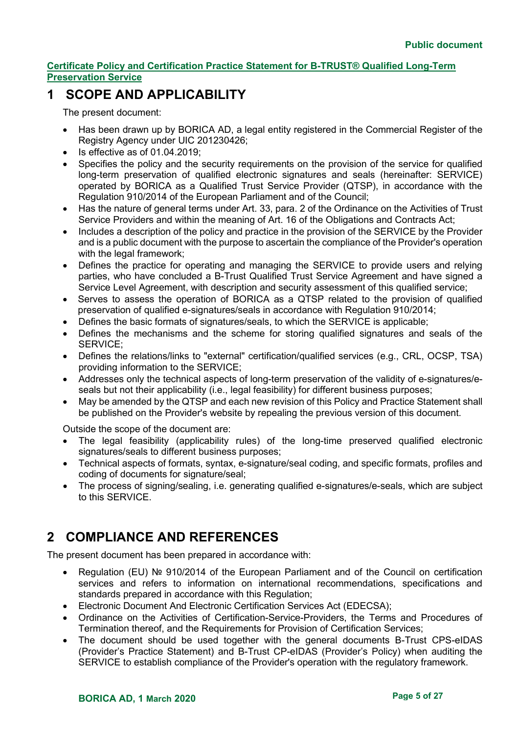**Certificate Policy and Certification Practice Statement for B-TRUST® Qualified Long-Term Preservation Service**

# 1 SCOPE AND APPLICABILITY

The present document:

- Has been drawn up by BORICA AD, a legal entity registered in the Commercial Register of the Registry Agency under UIC 201230426;
- Is effective as of 01.04.2019;
- Specifies the policy and the security requirements on the provision of the service for qualified long-term preservation of qualified electronic signatures and seals (hereinafter: SERVICE) operated by BORICA as a Qualified Trust Service Provider (QTSP), in accordance with the Regulation 910/2014 of the European Parliament and of the Council;
- Has the nature of general terms under Art. 33, para. 2 of the Ordinance on the Activities of Trust Service Providers and within the meaning of Art. 16 of the Obligations and Contracts Act;
- Includes a description of the policy and practice in the provision of the SERVICE by the Provider and is a public document with the purpose to ascertain the compliance of the Provider's operation with the legal framework;
- Defines the practice for operating and managing the SERVICE to provide users and relying parties, who have concluded a B-Trust Qualified Trust Service Agreement and have signed a Service Level Agreement, with description and security assessment of this qualified service;
- Serves to assess the operation of BORICA as a QTSP related to the provision of qualified preservation of qualified e-signatures/seals in accordance with Regulation 910/2014;
- Defines the basic formats of signatures/seals, to which the SERVICE is applicable;
- Defines the mechanisms and the scheme for storing qualified signatures and seals of the SERVICE;
- Defines the relations/links to "external" certification/qualified services (e.g., CRL, OCSP, TSA) providing information to the SERVICE;
- Addresses only the technical aspects of long-term preservation of the validity of e-signatures/e-seals but not their applicability (i.e., legal feasibility) for different business purposes;
- May be amended by the QTSP and each new revision of this Policy and Practice Statement shall be published on the Provider's website by repealing the previous version of this document.

Outside the scope of the document are:

- The legal feasibility (applicability rules) of the long-time preserved qualified electronic signatures/seals to different business purposes;
- Technical aspects of formats, syntax, e-signature/seal coding, and specific formats, profiles and coding of documents for signature/seal;
- The process of signing/sealing, i.e. generating qualified e-signatures/e-seals, which are subject to this SERVICE.

# 2 COMPLIANCE AND REFERENCES

The present document has been prepared in accordance with:

- Regulation (EU) № 910/2014 of the European Parliament and of the Council on certification services and refers to information on international recommendations, specifications and standards prepared in accordance with this Regulation;
- Electronic Document And Electronic Certification Services Act (EDECSA);
- Ordinance on the Activities of Certification-Service-Providers, the Terms and Procedures of Termination thereof, and the Requirements for Provision of Certification Services;
- The document should be used together with the general documents B-Trust CPS-eIDAS (Provider's Practice Statement) and B-Trust CP-eIDAS (Provider's Policy) when auditing the SERVICE to establish compliance of the Provider's operation with the regulatory framework.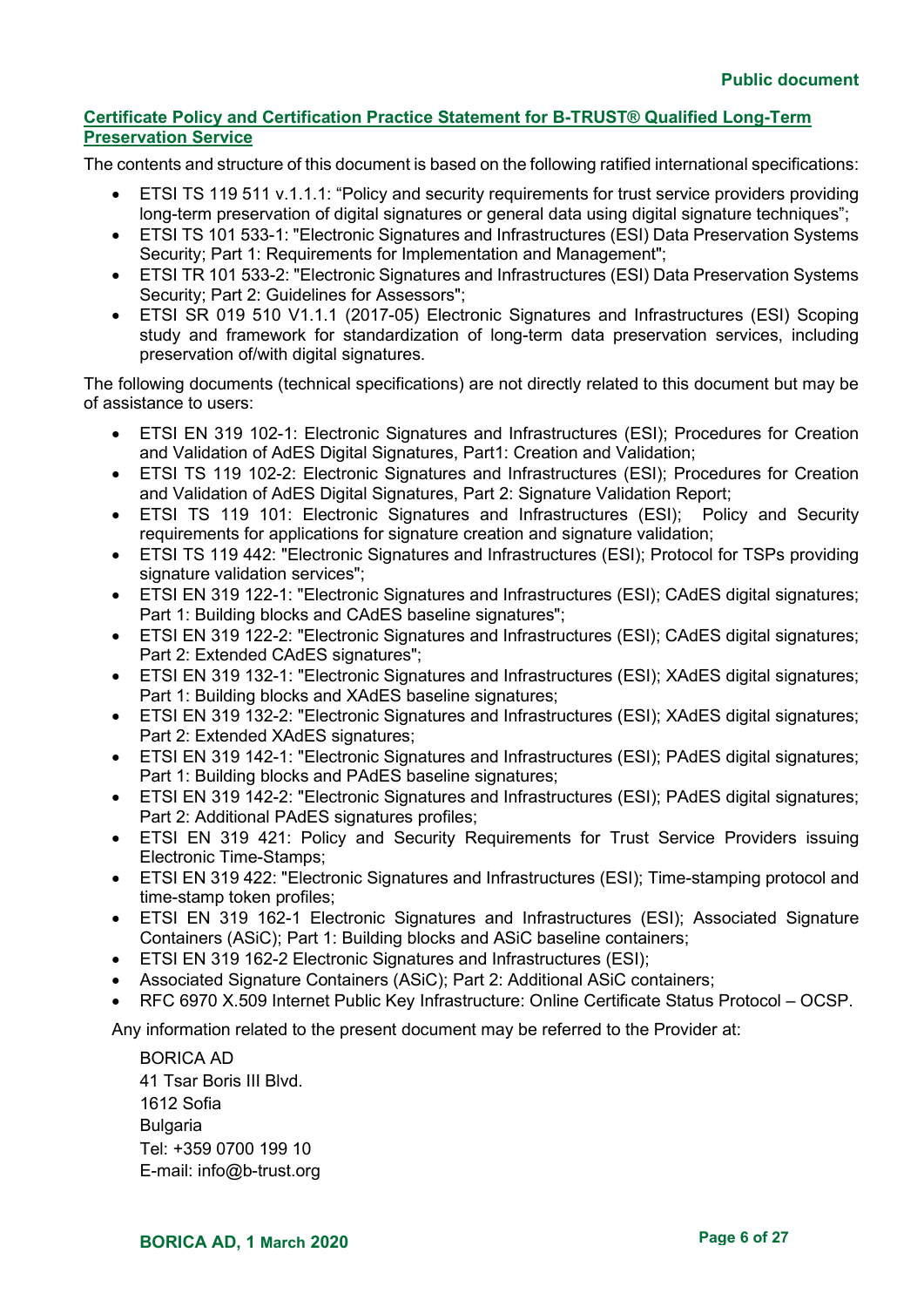**Public document**

## Certificate Policy and Certification Practice Statement for B-TRUST® Qualified Long-Term Preservation Service

The contents and structure of this document is based on the following ratified international specifications:

- ETSI TS 119 511 v.1.1.1: "Policy and security requirements for trust service providers providing long-term preservation of digital signatures or general data using digital signature techniques";
- ETSI TS 101 533-1: "Electronic Signatures and Infrastructures (ESI) Data Preservation Systems Security; Part 1: Requirements for Implementation and Management";
- ETSI TR 101 533-2: "Electronic Signatures and Infrastructures (ESI) Data Preservation Systems Security; Part 2: Guidelines for Assessors";
- ETSI SR 019 510 V1.1.1 (2017-05) Electronic Signatures and Infrastructures (ESI) Scoping study and framework for standardization of long-term data preservation services, including preservation of/with digital signatures.

The following documents (technical specifications) are not directly related to this document but may be of assistance to users:

- ETSI EN 319 102-1: Electronic Signatures and Infrastructures (ESI); Procedures for Creation and Validation of AdES Digital Signatures, Part1: Creation and Validation;
- ETSI TS 119 102-2: Electronic Signatures and Infrastructures (ESI); Procedures for Creation and Validation of AdES Digital Signatures, Part 2: Signature Validation Report;
- ETSI TS 119 101: Electronic Signatures and Infrastructures (ESI); Policy and Security requirements for applications for signature creation and signature validation;
- ETSI TS 119 442: "Electronic Signatures and Infrastructures (ESI); Protocol for TSPs providing signature validation services";
- ETSI EN 319 122-1: "Electronic Signatures and Infrastructures (ESI); CAdES digital signatures; Part 1: Building blocks and CAdES baseline signatures";
- ETSI EN 319 122-2: "Electronic Signatures and Infrastructures (ESI); CAdES digital signatures; Part 2: Extended CAdES signatures";
- ETSI EN 319 132-1: "Electronic Signatures and Infrastructures (ESI); XAdES digital signatures; Part 1: Building blocks and XAdES baseline signatures;
- ETSI EN 319 132-2: "Electronic Signatures and Infrastructures (ESI); XAdES digital signatures; Part 2: Extended XAdES signatures;
- ETSI EN 319 142-1: "Electronic Signatures and Infrastructures (ESI); PAdES digital signatures; Part 1: Building blocks and PAdES baseline signatures;
- ETSI EN 319 142-2: "Electronic Signatures and Infrastructures (ESI); PAdES digital signatures; Part 2: Additional PAdES signatures profiles;
- ETSI EN 319 421: Policy and Security Requirements for Trust Service Providers issuing Electronic Time-Stamps;
- ETSI EN 319 422: "Electronic Signatures and Infrastructures (ESI); Time-stamping protocol and time-stamp token profiles;
- ETSI EN 319 162-1 Electronic Signatures and Infrastructures (ESI); Associated Signature Containers (ASiC); Part 1: Building blocks and ASiC baseline containers;
- ETSI EN 319 162-2 Electronic Signatures and Infrastructures (ESI);
- Associated Signature Containers (ASiC); Part 2: Additional ASiC containers;
- RFC 6970 X.509 Internet Public Key Infrastructure: Online Certificate Status Protocol – OCSP.

Any information related to the present document may be referred to the Provider at:

BORICA AD
41 Tsar Boris III Blvd.
1612 Sofia
Bulgaria
Tel: +359 0700 199 10
E-mail: info@b-trust.org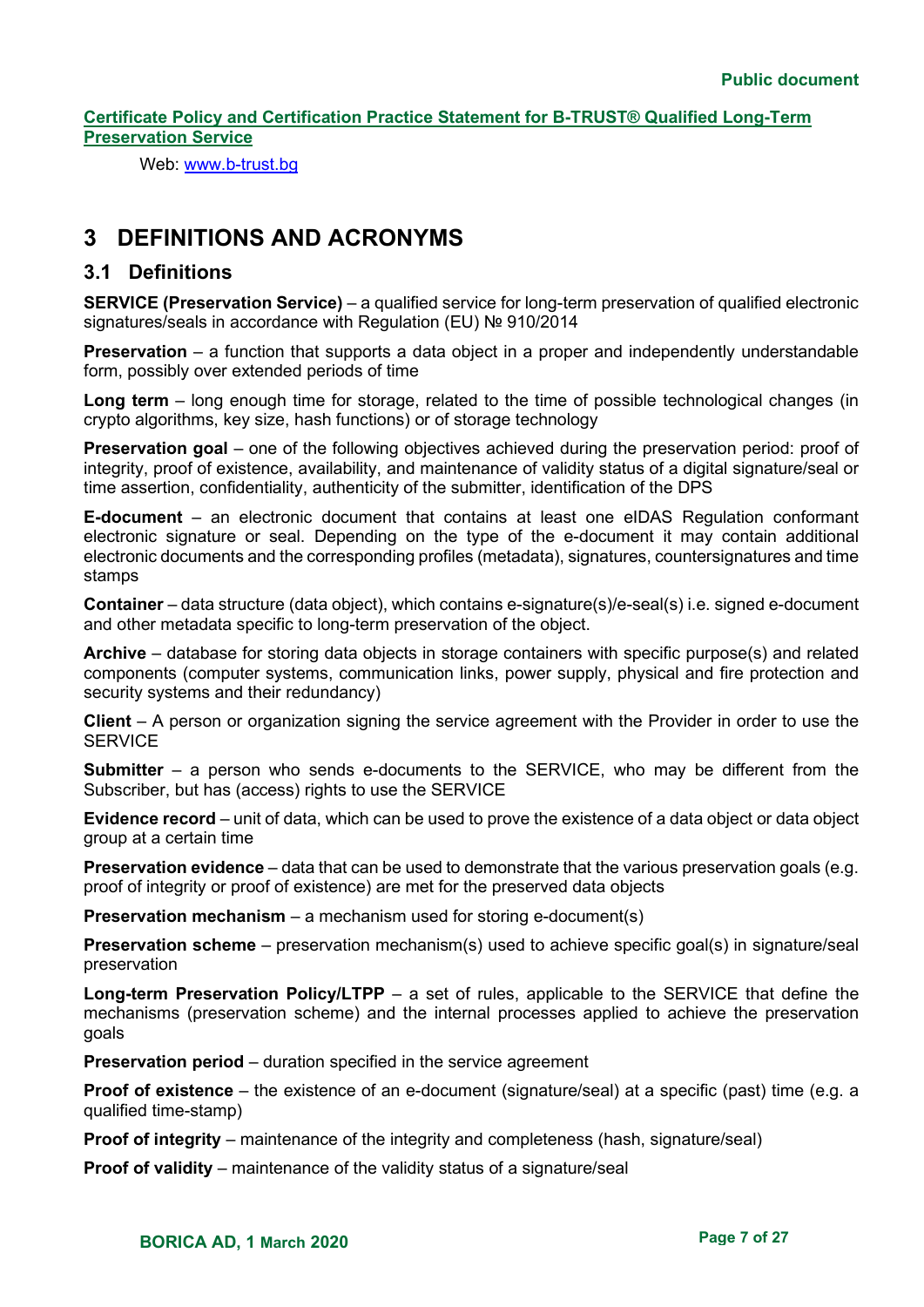Web: www.b-trust.bg

# 3 DEFINITIONS AND ACRONYMS

## 3.1 Definitions

**SERVICE (Preservation Service)** – a qualified service for long-term preservation of qualified electronic signatures/seals in accordance with Regulation (EU) № 910/2014

**Preservation** – a function that supports a data object in a proper and independently understandable form, possibly over extended periods of time

**Long term** – long enough time for storage, related to the time of possible technological changes (in crypto algorithms, key size, hash functions) or of storage technology

**Preservation goal** – one of the following objectives achieved during the preservation period: proof of integrity, proof of existence, availability, and maintenance of validity status of a digital signature/seal or time assertion, confidentiality, authenticity of the submitter, identification of the DPS

**E-document** – an electronic document that contains at least one eIDAS Regulation conformant electronic signature or seal. Depending on the type of the e-document it may contain additional electronic documents and the corresponding profiles (metadata), signatures, countersignatures and time stamps

**Container** – data structure (data object), which contains e-signature(s)/e-seal(s) i.e. signed e-document and other metadata specific to long-term preservation of the object.

**Archive** – database for storing data objects in storage containers with specific purpose(s) and related components (computer systems, communication links, power supply, physical and fire protection and security systems and their redundancy)

**Client** – A person or organization signing the service agreement with the Provider in order to use the SERVICE

**Submitter** – a person who sends e-documents to the SERVICE, who may be different from the Subscriber, but has (access) rights to use the SERVICE

**Evidence record** – unit of data, which can be used to prove the existence of a data object or data object group at a certain time

**Preservation evidence** – data that can be used to demonstrate that the various preservation goals (e.g. proof of integrity or proof of existence) are met for the preserved data objects

**Preservation mechanism** – a mechanism used for storing e-document(s)

**Preservation scheme** – preservation mechanism(s) used to achieve specific goal(s) in signature/seal preservation

**Long-term Preservation Policy/LTPP** – a set of rules, applicable to the SERVICE that define the mechanisms (preservation scheme) and the internal processes applied to achieve the preservation goals

**Preservation period** – duration specified in the service agreement

**Proof of existence** – the existence of an e-document (signature/seal) at a specific (past) time (e.g. a qualified time-stamp)

**Proof of integrity** – maintenance of the integrity and completeness (hash, signature/seal)

**Proof of validity** – maintenance of the validity status of a signature/seal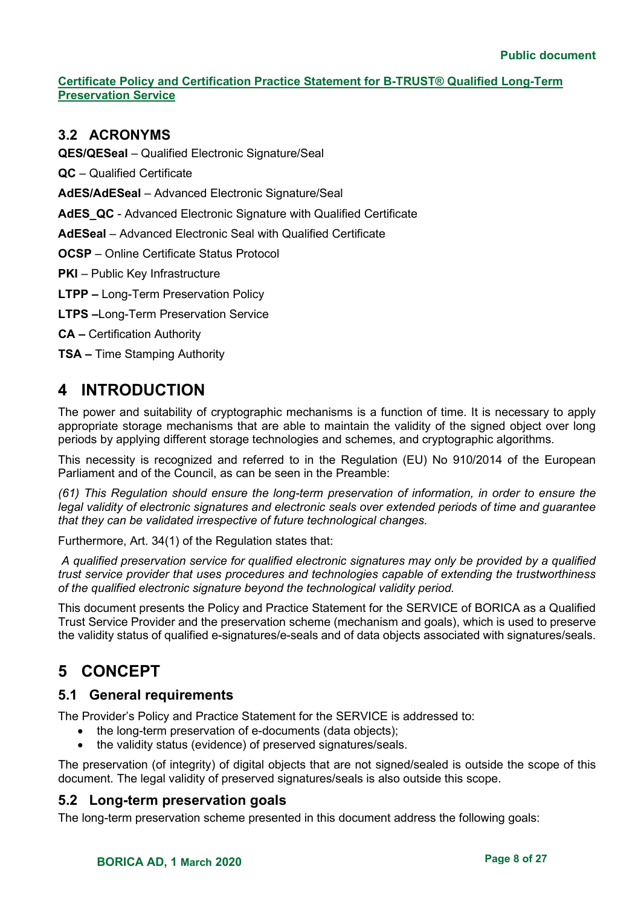## 3.2 ACRONYMS

**QES/QESeal** – Qualified Electronic Signature/Seal

**QC** – Qualified Certificate

**AdES/AdESeal** – Advanced Electronic Signature/Seal

**AdES_QC** - Advanced Electronic Signature with Qualified Certificate

**AdESeal** – Advanced Electronic Seal with Qualified Certificate

**OCSP** – Online Certificate Status Protocol

**PKI** – Public Key Infrastructure

**LTPP –** Long-Term Preservation Policy

**LTPS –**Long-Term Preservation Service

**CA –** Certification Authority

**TSA –** Time Stamping Authority

# 4 INTRODUCTION

The power and suitability of cryptographic mechanisms is a function of time. It is necessary to apply appropriate storage mechanisms that are able to maintain the validity of the signed object over long periods by applying different storage technologies and schemes, and cryptographic algorithms.

This necessity is recognized and referred to in the Regulation (EU) No 910/2014 of the European Parliament and of the Council, as can be seen in the Preamble:

*(61) This Regulation should ensure the long-term preservation of information, in order to ensure the legal validity of electronic signatures and electronic seals over extended periods of time and guarantee that they can be validated irrespective of future technological changes.*

Furthermore, Art. 34(1) of the Regulation states that:

*A qualified preservation service for qualified electronic signatures may only be provided by a qualified trust service provider that uses procedures and technologies capable of extending the trustworthiness of the qualified electronic signature beyond the technological validity period.*

This document presents the Policy and Practice Statement for the SERVICE of BORICA as a Qualified Trust Service Provider and the preservation scheme (mechanism and goals), which is used to preserve the validity status of qualified e-signatures/e-seals and of data objects associated with signatures/seals.

# 5 CONCEPT

## 5.1 General requirements

The Provider's Policy and Practice Statement for the SERVICE is addressed to:

- the long-term preservation of e-documents (data objects);
- the validity status (evidence) of preserved signatures/seals.

The preservation (of integrity) of digital objects that are not signed/sealed is outside the scope of this document. The legal validity of preserved signatures/seals is also outside this scope.

## 5.2 Long-term preservation goals

The long-term preservation scheme presented in this document address the following goals: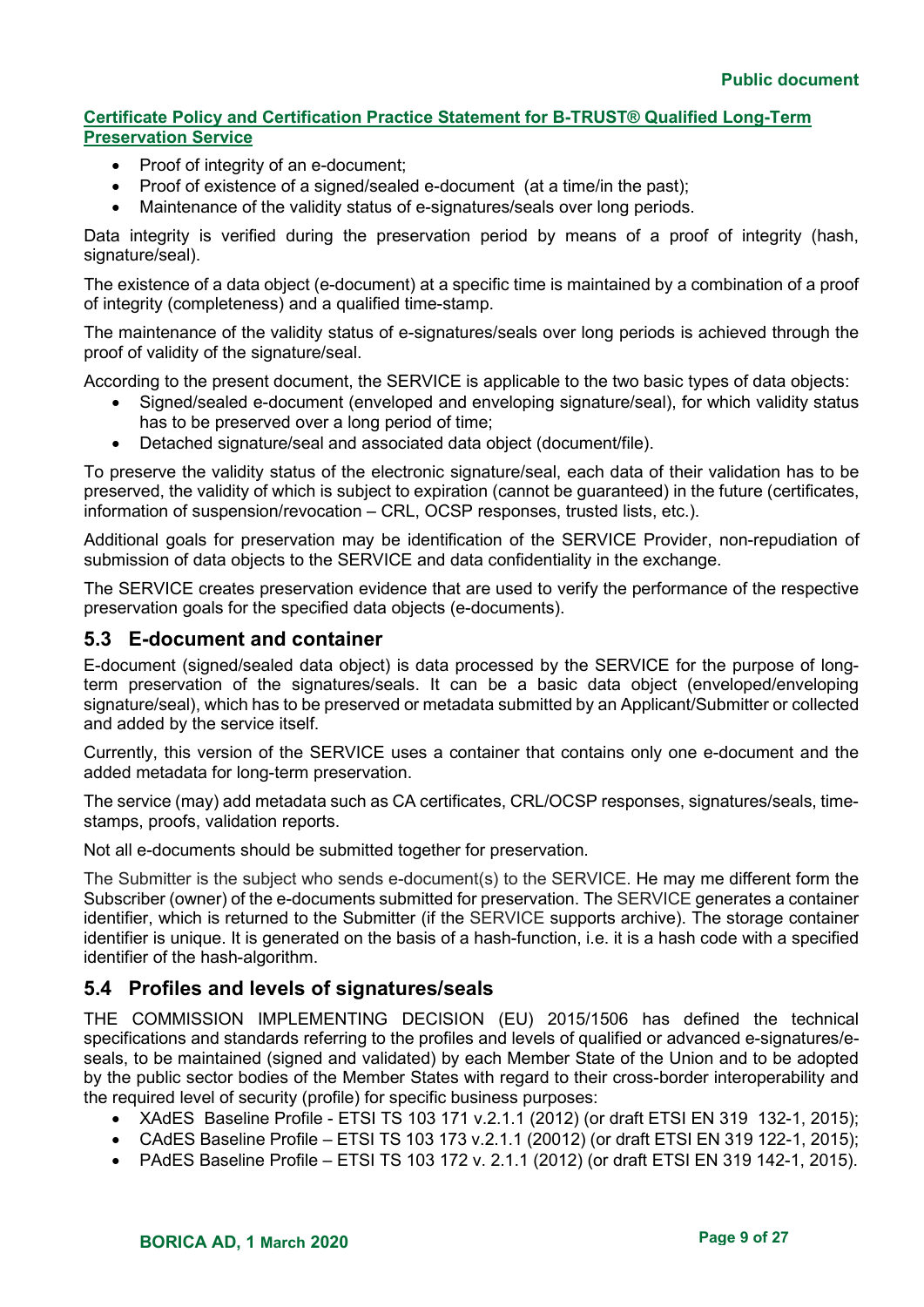- Proof of integrity of an e-document;
- Proof of existence of a signed/sealed e-document (at a time/in the past);
- Maintenance of the validity status of e-signatures/seals over long periods.

Data integrity is verified during the preservation period by means of a proof of integrity (hash, signature/seal).

The existence of a data object (e-document) at a specific time is maintained by a combination of a proof of integrity (completeness) and a qualified time-stamp.

The maintenance of the validity status of e-signatures/seals over long periods is achieved through the proof of validity of the signature/seal.

According to the present document, the SERVICE is applicable to the two basic types of data objects:

- Signed/sealed e-document (enveloped and enveloping signature/seal), for which validity status has to be preserved over a long period of time;
- Detached signature/seal and associated data object (document/file).

To preserve the validity status of the electronic signature/seal, each data of their validation has to be preserved, the validity of which is subject to expiration (cannot be guaranteed) in the future (certificates, information of suspension/revocation – CRL, OCSP responses, trusted lists, etc.).

Additional goals for preservation may be identification of the SERVICE Provider, non-repudiation of submission of data objects to the SERVICE and data confidentiality in the exchange.

The SERVICE creates preservation evidence that are used to verify the performance of the respective preservation goals for the specified data objects (e-documents).

## 5.3 E-document and container

E-document (signed/sealed data object) is data processed by the SERVICE for the purpose of long-term preservation of the signatures/seals. It can be a basic data object (enveloped/enveloping signature/seal), which has to be preserved or metadata submitted by an Applicant/Submitter or collected and added by the service itself.

Currently, this version of the SERVICE uses a container that contains only one e-document and the added metadata for long-term preservation.

The service (may) add metadata such as CA certificates, CRL/OCSP responses, signatures/seals, time-stamps, proofs, validation reports.

Not all e-documents should be submitted together for preservation.

The Submitter is the subject who sends e-document(s) to the SERVICE. He may me different form the Subscriber (owner) of the e-documents submitted for preservation. The SERVICE generates a container identifier, which is returned to the Submitter (if the SERVICE supports archive). The storage container identifier is unique. It is generated on the basis of a hash-function, i.e. it is a hash code with a specified identifier of the hash-algorithm.

## 5.4 Profiles and levels of signatures/seals

THE COMMISSION IMPLEMENTING DECISION (EU) 2015/1506 has defined the technical specifications and standards referring to the profiles and levels of qualified or advanced e-signatures/e-seals, to be maintained (signed and validated) by each Member State of the Union and to be adopted by the public sector bodies of the Member States with regard to their cross-border interoperability and the required level of security (profile) for specific business purposes:

- XAdES Baseline Profile - ETSI TS 103 171 v.2.1.1 (2012) (or draft ETSI EN 319 132-1, 2015);
- CAdES Baseline Profile – ETSI TS 103 173 v.2.1.1 (20012) (or draft ETSI EN 319 122-1, 2015);
- PAdES Baseline Profile – ETSI TS 103 172 v. 2.1.1 (2012) (or draft ETSI EN 319 142-1, 2015).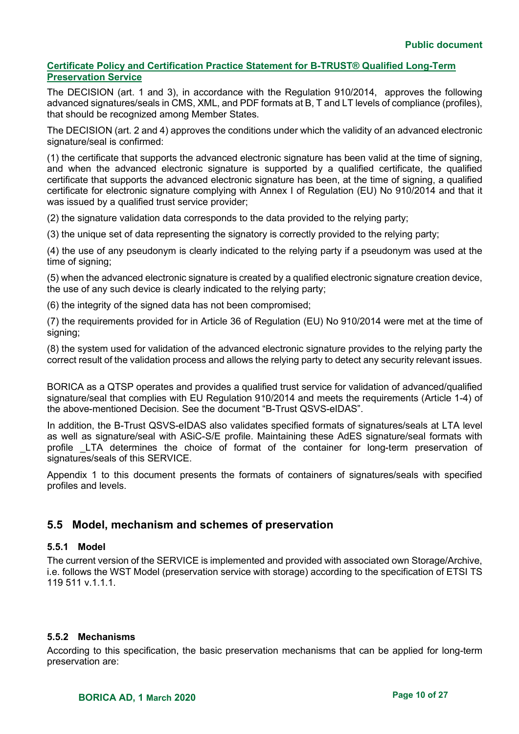**Certificate Policy and Certification Practice Statement for B-TRUST® Qualified Long-Term Preservation Service**

The DECISION (art. 1 and 3), in accordance with the Regulation 910/2014, approves the following advanced signatures/seals in CMS, XML, and PDF formats at B, T and LT levels of compliance (profiles), that should be recognized among Member States.

The DECISION (art. 2 and 4) approves the conditions under which the validity of an advanced electronic signature/seal is confirmed:

(1) the certificate that supports the advanced electronic signature has been valid at the time of signing, and when the advanced electronic signature is supported by a qualified certificate, the qualified certificate that supports the advanced electronic signature has been, at the time of signing, a qualified certificate for electronic signature complying with Annex I of Regulation (EU) No 910/2014 and that it was issued by a qualified trust service provider;

(2) the signature validation data corresponds to the data provided to the relying party;

(3) the unique set of data representing the signatory is correctly provided to the relying party;

(4) the use of any pseudonym is clearly indicated to the relying party if a pseudonym was used at the time of signing;

(5) when the advanced electronic signature is created by a qualified electronic signature creation device, the use of any such device is clearly indicated to the relying party;

(6) the integrity of the signed data has not been compromised;

(7) the requirements provided for in Article 36 of Regulation (EU) No 910/2014 were met at the time of signing;

(8) the system used for validation of the advanced electronic signature provides to the relying party the correct result of the validation process and allows the relying party to detect any security relevant issues.

BORICA as a QTSP operates and provides a qualified trust service for validation of advanced/qualified signature/seal that complies with EU Regulation 910/2014 and meets the requirements (Article 1-4) of the above-mentioned Decision. See the document "B-Trust QSVS-eIDAS".

In addition, the B-Trust QSVS-eIDAS also validates specified formats of signatures/seals at LTA level as well as signature/seal with ASiC-S/E profile. Maintaining these AdES signature/seal formats with profile _LTA determines the choice of format of the container for long-term preservation of signatures/seals of this SERVICE.

Appendix 1 to this document presents the formats of containers of signatures/seals with specified profiles and levels.

## 5.5 Model, mechanism and schemes of preservation

### 5.5.1 Model

The current version of the SERVICE is implemented and provided with associated own Storage/Archive, i.e. follows the WST Model (preservation service with storage) according to the specification of ETSI TS 119 511 v.1.1.1.

### 5.5.2 Mechanisms

According to this specification, the basic preservation mechanisms that can be applied for long-term preservation are: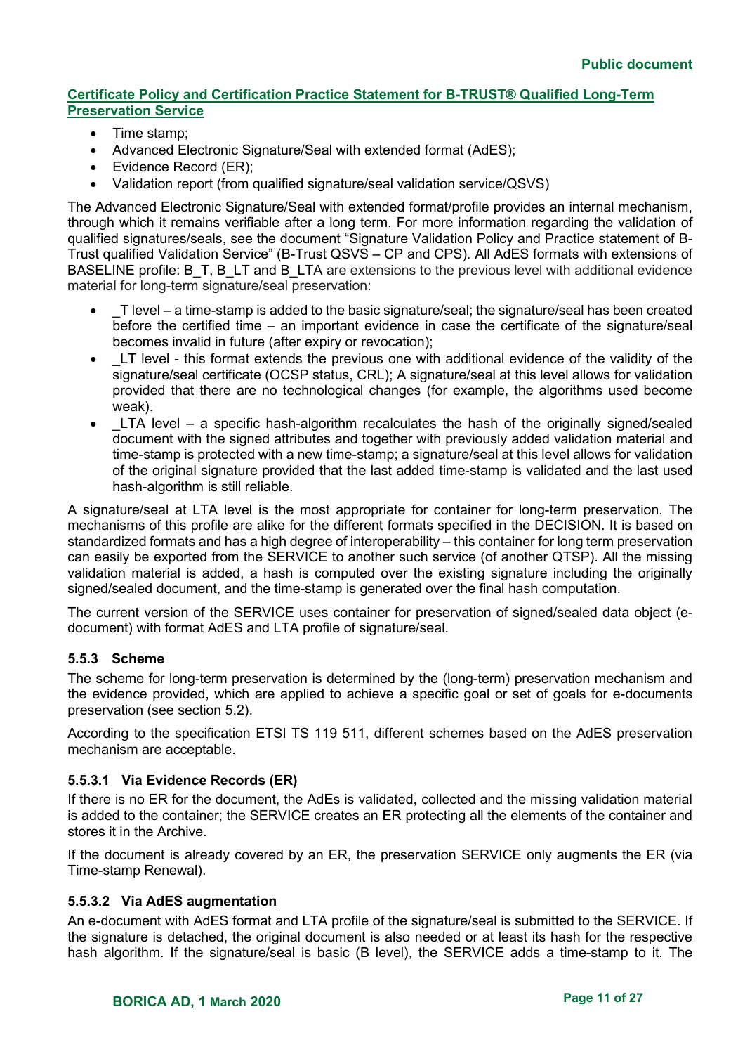- Time stamp;
- Advanced Electronic Signature/Seal with extended format (AdES);
- Evidence Record (ER);
- Validation report (from qualified signature/seal validation service/QSVS)

The Advanced Electronic Signature/Seal with extended format/profile provides an internal mechanism, through which it remains verifiable after a long term. For more information regarding the validation of qualified signatures/seals, see the document "Signature Validation Policy and Practice statement of B-Trust qualified Validation Service" (B-Trust QSVS – CP and CPS). All AdES formats with extensions of BASELINE profile: B_T, B_LT and B_LTA are extensions to the previous level with additional evidence material for long-term signature/seal preservation:

- _T level – a time-stamp is added to the basic signature/seal; the signature/seal has been created before the certified time – an important evidence in case the certificate of the signature/seal becomes invalid in future (after expiry or revocation);
- _LT level - this format extends the previous one with additional evidence of the validity of the signature/seal certificate (OCSP status, CRL); A signature/seal at this level allows for validation provided that there are no technological changes (for example, the algorithms used become weak).
- _LTA level – a specific hash-algorithm recalculates the hash of the originally signed/sealed document with the signed attributes and together with previously added validation material and time-stamp is protected with a new time-stamp; a signature/seal at this level allows for validation of the original signature provided that the last added time-stamp is validated and the last used hash-algorithm is still reliable.

A signature/seal at LTA level is the most appropriate for container for long-term preservation. The mechanisms of this profile are alike for the different formats specified in the DECISION. It is based on standardized formats and has a high degree of interoperability – this container for long term preservation can easily be exported from the SERVICE to another such service (of another QTSP). All the missing validation material is added, a hash is computed over the existing signature including the originally signed/sealed document, and the time-stamp is generated over the final hash computation.

The current version of the SERVICE uses container for preservation of signed/sealed data object (e-document) with format AdES and LTA profile of signature/seal.

### 5.5.3 Scheme

The scheme for long-term preservation is determined by the (long-term) preservation mechanism and the evidence provided, which are applied to achieve a specific goal or set of goals for e-documents preservation (see section 5.2).

According to the specification ETSI TS 119 511, different schemes based on the AdES preservation mechanism are acceptable.

#### 5.5.3.1 Via Evidence Records (ER)

If there is no ER for the document, the AdEs is validated, collected and the missing validation material is added to the container; the SERVICE creates an ER protecting all the elements of the container and stores it in the Archive.

If the document is already covered by an ER, the preservation SERVICE only augments the ER (via Time-stamp Renewal).

#### 5.5.3.2 Via AdES augmentation

An e-document with AdES format and LTA profile of the signature/seal is submitted to the SERVICE. If the signature is detached, the original document is also needed or at least its hash for the respective hash algorithm. If the signature/seal is basic (B level), the SERVICE adds a time-stamp to it. The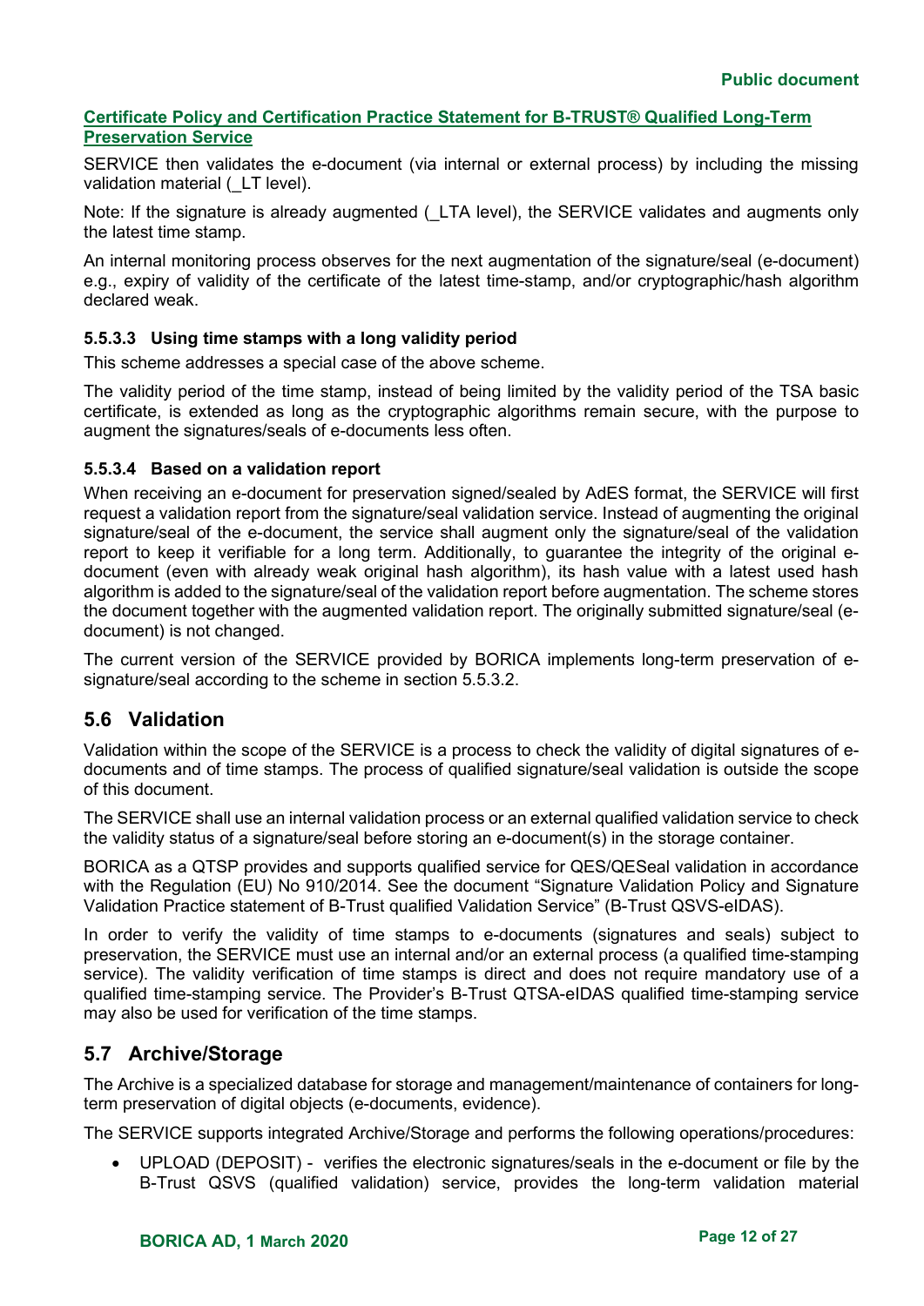SERVICE then validates the e-document (via internal or external process) by including the missing validation material (_LT level).

Note: If the signature is already augmented (_LTA level), the SERVICE validates and augments only the latest time stamp.

An internal monitoring process observes for the next augmentation of the signature/seal (e-document) e.g., expiry of validity of the certificate of the latest time-stamp, and/or cryptographic/hash algorithm declared weak.

#### 5.5.3.3 Using time stamps with a long validity period

This scheme addresses a special case of the above scheme.

The validity period of the time stamp, instead of being limited by the validity period of the TSA basic certificate, is extended as long as the cryptographic algorithms remain secure, with the purpose to augment the signatures/seals of e-documents less often.

#### 5.5.3.4 Based on a validation report

When receiving an e-document for preservation signed/sealed by AdES format, the SERVICE will first request a validation report from the signature/seal validation service. Instead of augmenting the original signature/seal of the e-document, the service shall augment only the signature/seal of the validation report to keep it verifiable for a long term. Additionally, to guarantee the integrity of the original e-document (even with already weak original hash algorithm), its hash value with a latest used hash algorithm is added to the signature/seal of the validation report before augmentation. The scheme stores the document together with the augmented validation report. The originally submitted signature/seal (e-document) is not changed.

The current version of the SERVICE provided by BORICA implements long-term preservation of e-signature/seal according to the scheme in section 5.5.3.2.

## 5.6 Validation

Validation within the scope of the SERVICE is a process to check the validity of digital signatures of e-documents and of time stamps. The process of qualified signature/seal validation is outside the scope of this document.

The SERVICE shall use an internal validation process or an external qualified validation service to check the validity status of a signature/seal before storing an e-document(s) in the storage container.

BORICA as a QTSP provides and supports qualified service for QES/QESeal validation in accordance with the Regulation (EU) No 910/2014. See the document "Signature Validation Policy and Signature Validation Practice statement of B-Trust qualified Validation Service" (B-Trust QSVS-eIDAS).

In order to verify the validity of time stamps to e-documents (signatures and seals) subject to preservation, the SERVICE must use an internal and/or an external process (a qualified time-stamping service). The validity verification of time stamps is direct and does not require mandatory use of a qualified time-stamping service. The Provider's B-Trust QTSA-eIDAS qualified time-stamping service may also be used for verification of the time stamps.

## 5.7 Archive/Storage

The Archive is a specialized database for storage and management/maintenance of containers for long-term preservation of digital objects (e-documents, evidence).

The SERVICE supports integrated Archive/Storage and performs the following operations/procedures:

- UPLOAD (DEPOSIT) - verifies the electronic signatures/seals in the e-document or file by the B-Trust QSVS (qualified validation) service, provides the long-term validation material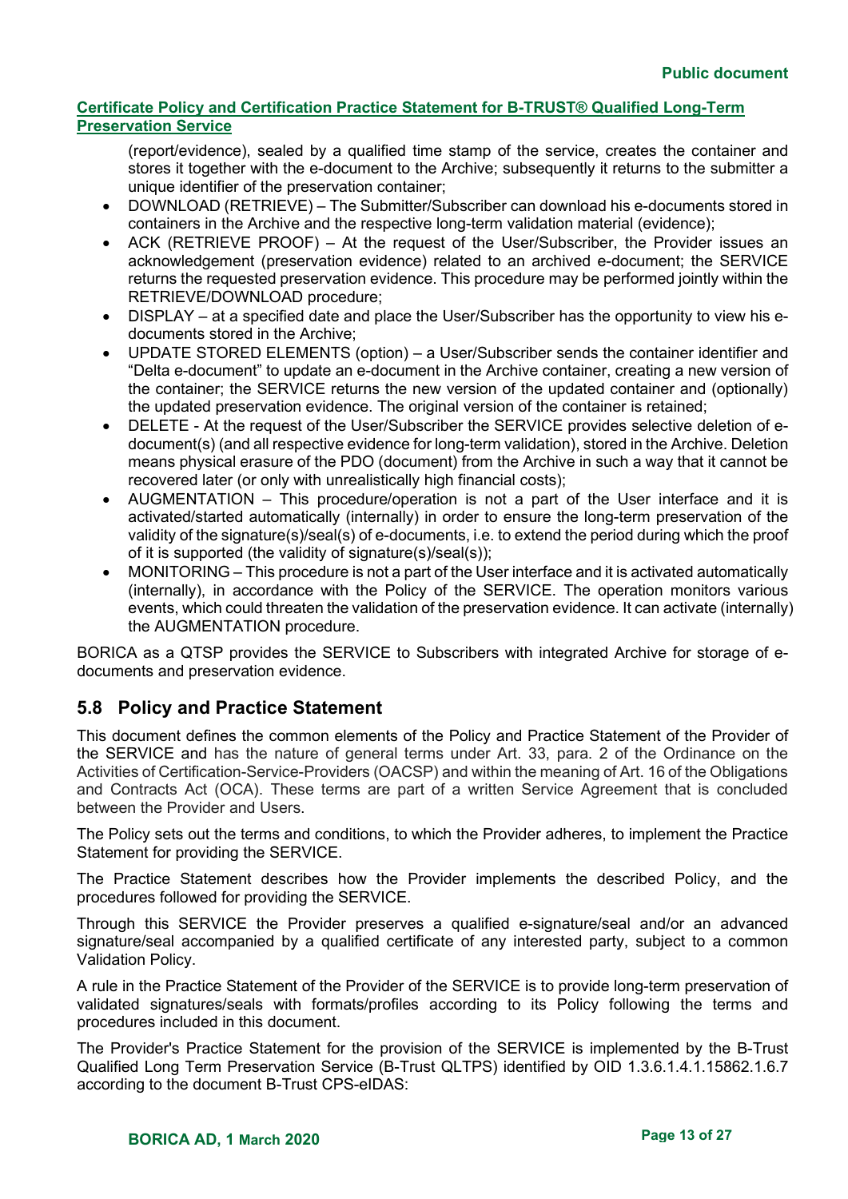(report/evidence), sealed by a qualified time stamp of the service, creates the container and stores it together with the e-document to the Archive; subsequently it returns to the submitter a unique identifier of the preservation container;

- DOWNLOAD (RETRIEVE) – The Submitter/Subscriber can download his e-documents stored in containers in the Archive and the respective long-term validation material (evidence);
- ACK (RETRIEVE PROOF) – At the request of the User/Subscriber, the Provider issues an acknowledgement (preservation evidence) related to an archived e-document; the SERVICE returns the requested preservation evidence. This procedure may be performed jointly within the RETRIEVE/DOWNLOAD procedure;
- DISPLAY – at a specified date and place the User/Subscriber has the opportunity to view his e-documents stored in the Archive;
- UPDATE STORED ELEMENTS (option) – a User/Subscriber sends the container identifier and "Delta e-document" to update an e-document in the Archive container, creating a new version of the container; the SERVICE returns the new version of the updated container and (optionally) the updated preservation evidence. The original version of the container is retained;
- DELETE - At the request of the User/Subscriber the SERVICE provides selective deletion of e-document(s) (and all respective evidence for long-term validation), stored in the Archive. Deletion means physical erasure of the PDO (document) from the Archive in such a way that it cannot be recovered later (or only with unrealistically high financial costs);
- AUGMENTATION – This procedure/operation is not a part of the User interface and it is activated/started automatically (internally) in order to ensure the long-term preservation of the validity of the signature(s)/seal(s) of e-documents, i.e. to extend the period during which the proof of it is supported (the validity of signature(s)/seal(s));
- MONITORING – This procedure is not a part of the User interface and it is activated automatically (internally), in accordance with the Policy of the SERVICE. The operation monitors various events, which could threaten the validation of the preservation evidence. It can activate (internally) the AUGMENTATION procedure.

BORICA as a QTSP provides the SERVICE to Subscribers with integrated Archive for storage of e-documents and preservation evidence.

## 5.8 Policy and Practice Statement

This document defines the common elements of the Policy and Practice Statement of the Provider of the SERVICE and has the nature of general terms under Art. 33, para. 2 of the Ordinance on the Activities of Certification-Service-Providers (OACSP) and within the meaning of Art. 16 of the Obligations and Contracts Act (OCA). These terms are part of a written Service Agreement that is concluded between the Provider and Users.

The Policy sets out the terms and conditions, to which the Provider adheres, to implement the Practice Statement for providing the SERVICE.

The Practice Statement describes how the Provider implements the described Policy, and the procedures followed for providing the SERVICE.

Through this SERVICE the Provider preserves a qualified e-signature/seal and/or an advanced signature/seal accompanied by a qualified certificate of any interested party, subject to a common Validation Policy.

A rule in the Practice Statement of the Provider of the SERVICE is to provide long-term preservation of validated signatures/seals with formats/profiles according to its Policy following the terms and procedures included in this document.

The Provider's Practice Statement for the provision of the SERVICE is implemented by the B-Trust Qualified Long Term Preservation Service (B-Trust QLTPS) identified by OID 1.3.6.1.4.1.15862.1.6.7 according to the document B-Trust CPS-eIDAS: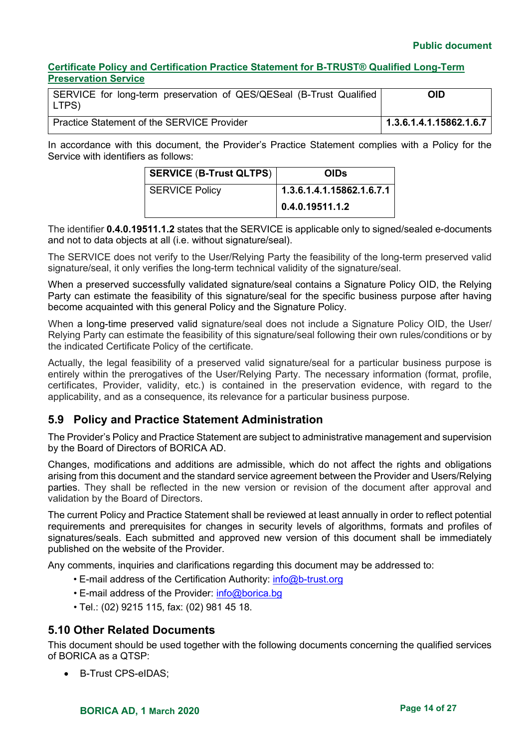**Certificate Policy and Certification Practice Statement for B-TRUST® Qualified Long-Term Preservation Service**

| SERVICE for long-term preservation of QES/QESeal (B-Trust Qualified LTPS) | OID |
| --- | --- |
| Practice Statement of the SERVICE Provider | **1.3.6.1.4.1.15862.1.6.7** |

In accordance with this document, the Provider's Practice Statement complies with a Policy for the Service with identifiers as follows:

| SERVICE (B-Trust QLTPS) | OIDs |
| --- | --- |
| SERVICE Policy | **1.3.6.1.4.1.15862.1.6.7.1** |
| | **0.4.0.19511.1.2** |

The identifier **0.4.0.19511.1.2** states that the SERVICE is applicable only to signed/sealed e-documents and not to data objects at all (i.e. without signature/seal).

The SERVICE does not verify to the User/Relying Party the feasibility of the long-term preserved valid signature/seal, it only verifies the long-term technical validity of the signature/seal.

When a preserved successfully validated signature/seal contains a Signature Policy OID, the Relying Party can estimate the feasibility of this signature/seal for the specific business purpose after having become acquainted with this general Policy and the Signature Policy.

When a long-time preserved valid signature/seal does not include a Signature Policy OID, the User/ Relying Party can estimate the feasibility of this signature/seal following their own rules/conditions or by the indicated Certificate Policy of the certificate.

Actually, the legal feasibility of a preserved valid signature/seal for a particular business purpose is entirely within the prerogatives of the User/Relying Party. The necessary information (format, profile, certificates, Provider, validity, etc.) is contained in the preservation evidence, with regard to the applicability, and as a consequence, its relevance for a particular business purpose.

## 5.9 Policy and Practice Statement Administration

The Provider's Policy and Practice Statement are subject to administrative management and supervision by the Board of Directors of BORICA AD.

Changes, modifications and additions are admissible, which do not affect the rights and obligations arising from this document and the standard service agreement between the Provider and Users/Relying parties. They shall be reflected in the new version or revision of the document after approval and validation by the Board of Directors.

The current Policy and Practice Statement shall be reviewed at least annually in order to reflect potential requirements and prerequisites for changes in security levels of algorithms, formats and profiles of signatures/seals. Each submitted and approved new version of this document shall be immediately published on the website of the Provider.

Any comments, inquiries and clarifications regarding this document may be addressed to:

- E-mail address of the Certification Authority: info@b-trust.org
- E-mail address of the Provider: info@borica.bg
- Tel.: (02) 9215 115, fax: (02) 981 45 18.

## 5.10 Other Related Documents

This document should be used together with the following documents concerning the qualified services of BORICA as a QTSP:

- B-Trust CPS-eIDAS;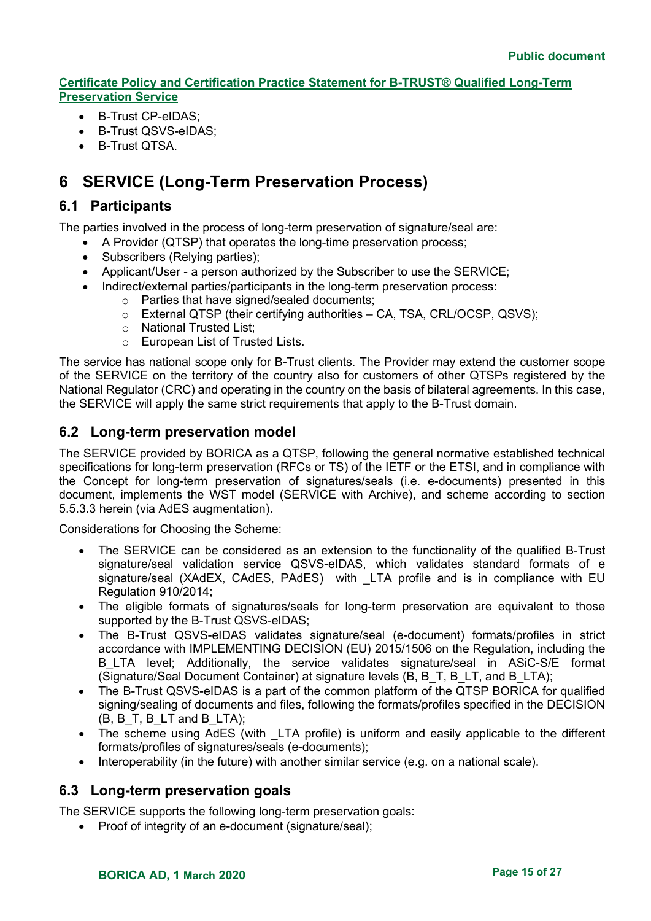**Certificate Policy and Certification Practice Statement for B-TRUST® Qualified Long-Term Preservation Service**

- B-Trust CP-eIDAS;
- B-Trust QSVS-eIDAS;
- B-Trust QTSA.

# 6 SERVICE (Long-Term Preservation Process)

## 6.1 Participants

The parties involved in the process of long-term preservation of signature/seal are:

- A Provider (QTSP) that operates the long-time preservation process;
- Subscribers (Relying parties);
- Applicant/User - a person authorized by the Subscriber to use the SERVICE;
- Indirect/external parties/participants in the long-term preservation process:
  - Parties that have signed/sealed documents;
  - External QTSP (their certifying authorities – CA, TSA, CRL/OCSP, QSVS);
  - National Trusted List;
  - European List of Trusted Lists.

The service has national scope only for B-Trust clients. The Provider may extend the customer scope of the SERVICE on the territory of the country also for customers of other QTSPs registered by the National Regulator (CRC) and operating in the country on the basis of bilateral agreements. In this case, the SERVICE will apply the same strict requirements that apply to the B-Trust domain.

## 6.2 Long-term preservation model

The SERVICE provided by BORICA as a QTSP, following the general normative established technical specifications for long-term preservation (RFCs or TS) of the IETF or the ETSI, and in compliance with the Concept for long-term preservation of signatures/seals (i.e. e-documents) presented in this document, implements the WST model (SERVICE with Archive), and scheme according to section 5.5.3.3 herein (via AdES augmentation).

Considerations for Choosing the Scheme:

- The SERVICE can be considered as an extension to the functionality of the qualified B-Trust signature/seal validation service QSVS-eIDAS, which validates standard formats of e signature/seal (XAdEX, CAdES, PAdES) with _LTA profile and is in compliance with EU Regulation 910/2014;
- The eligible formats of signatures/seals for long-term preservation are equivalent to those supported by the B-Trust QSVS-eIDAS;
- The B-Trust QSVS-eIDAS validates signature/seal (e-document) formats/profiles in strict accordance with IMPLEMENTING DECISION (EU) 2015/1506 on the Regulation, including the B_LTA level; Additionally, the service validates signature/seal in ASiC-S/E format (Signature/Seal Document Container) at signature levels (B, B_T, B_LT, and B_LTA);
- The B-Trust QSVS-eIDAS is a part of the common platform of the QTSP BORICA for qualified signing/sealing of documents and files, following the formats/profiles specified in the DECISION (B, B_T, B_LT and B_LTA);
- The scheme using AdES (with _LTA profile) is uniform and easily applicable to the different formats/profiles of signatures/seals (e-documents);
- Interoperability (in the future) with another similar service (e.g. on a national scale).

## 6.3 Long-term preservation goals

The SERVICE supports the following long-term preservation goals:

- Proof of integrity of an e-document (signature/seal);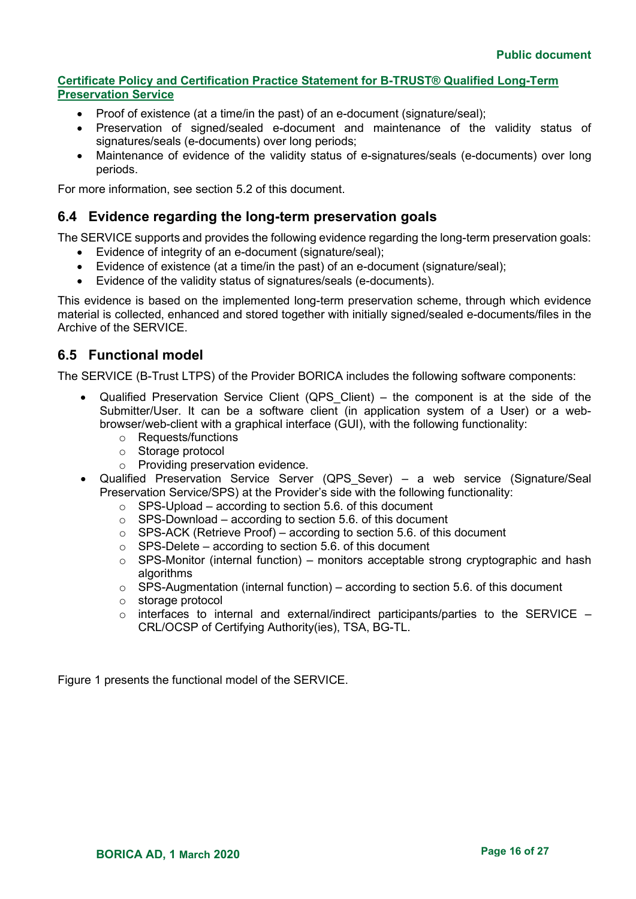- Proof of existence (at a time/in the past) of an e-document (signature/seal);
- Preservation of signed/sealed e-document and maintenance of the validity status of signatures/seals (e-documents) over long periods;
- Maintenance of evidence of the validity status of e-signatures/seals (e-documents) over long periods.

For more information, see section 5.2 of this document.

## 6.4 Evidence regarding the long-term preservation goals

The SERVICE supports and provides the following evidence regarding the long-term preservation goals:

- Evidence of integrity of an e-document (signature/seal);
- Evidence of existence (at a time/in the past) of an e-document (signature/seal);
- Evidence of the validity status of signatures/seals (e-documents).

This evidence is based on the implemented long-term preservation scheme, through which evidence material is collected, enhanced and stored together with initially signed/sealed e-documents/files in the Archive of the SERVICE.

## 6.5 Functional model

The SERVICE (B-Trust LTPS) of the Provider BORICA includes the following software components:

- Qualified Preservation Service Client (QPS_Client) – the component is at the side of the Submitter/User. It can be a software client (in application system of a User) or a web-browser/web-client with a graphical interface (GUI), with the following functionality:
  - Requests/functions
  - Storage protocol
  - Providing preservation evidence.
- Qualified Preservation Service Server (QPS_Sever) – a web service (Signature/Seal Preservation Service/SPS) at the Provider's side with the following functionality:
  - SPS-Upload – according to section 5.6. of this document
  - SPS-Download – according to section 5.6. of this document
  - SPS-ACK (Retrieve Proof) – according to section 5.6. of this document
  - SPS-Delete – according to section 5.6. of this document
  - SPS-Monitor (internal function) – monitors acceptable strong cryptographic and hash algorithms
  - SPS-Augmentation (internal function) – according to section 5.6. of this document
  - storage protocol
  - interfaces to internal and external/indirect participants/parties to the SERVICE – CRL/OCSP of Certifying Authority(ies), TSA, BG-TL.

Figure 1 presents the functional model of the SERVICE.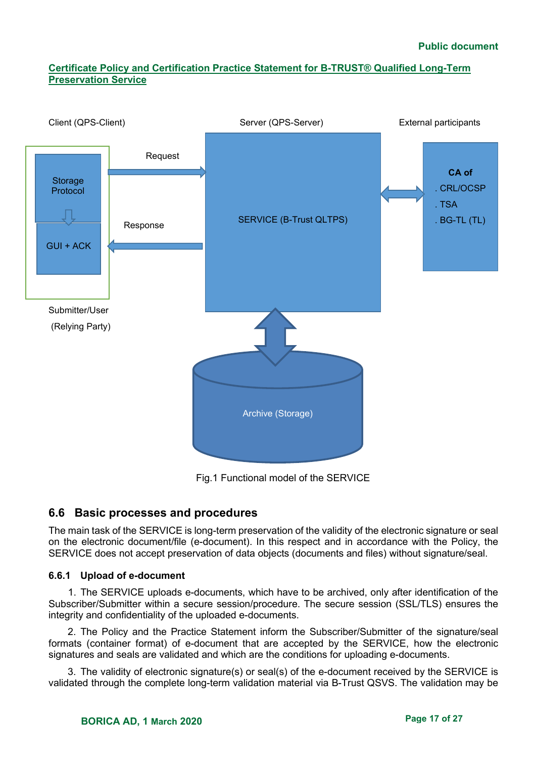Client (QPS-Client)

Server (QPS-Server)

External participants

Storage Protocol

GUI + ACK

Request

Response

SERVICE (B-Trust QLTPS)

**CA of**

. CRL/OCSP

. TSA

. BG-TL (TL)

Submitter/User

(Relying Party)

Archive (Storage)

Fig.1 Functional model of the SERVICE

## 6.6 Basic processes and procedures

The main task of the SERVICE is long-term preservation of the validity of the electronic signature or seal on the electronic document/file (e-document). In this respect and in accordance with the Policy, the SERVICE does not accept preservation of data objects (documents and files) without signature/seal.

### 6.6.1 Upload of e-document

1. The SERVICE uploads e-documents, which have to be archived, only after identification of the Subscriber/Submitter within a secure session/procedure. The secure session (SSL/TLS) ensures the integrity and confidentiality of the uploaded e-documents.

2. The Policy and the Practice Statement inform the Subscriber/Submitter of the signature/seal formats (container format) of e-document that are accepted by the SERVICE, how the electronic signatures and seals are validated and which are the conditions for uploading e-documents.

3. The validity of electronic signature(s) or seal(s) of the e-document received by the SERVICE is validated through the complete long-term validation material via B-Trust QSVS. The validation may be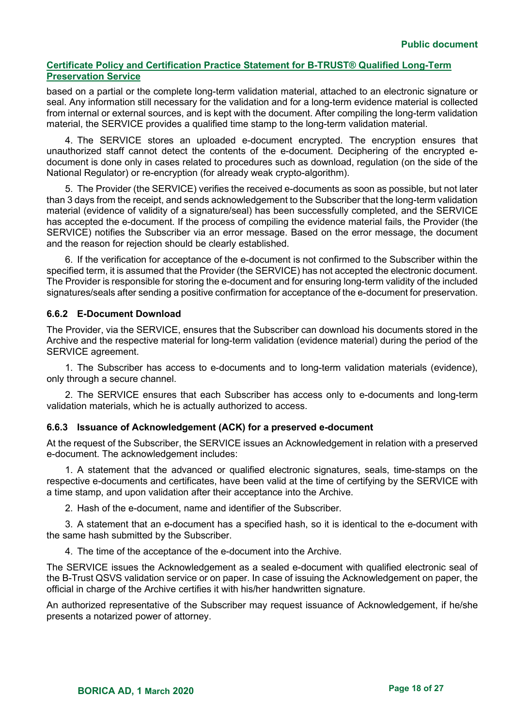based on a partial or the complete long-term validation material, attached to an electronic signature or seal. Any information still necessary for the validation and for a long-term evidence material is collected from internal or external sources, and is kept with the document. After compiling the long-term validation material, the SERVICE provides a qualified time stamp to the long-term validation material.

4. The SERVICE stores an uploaded e-document encrypted. The encryption ensures that unauthorized staff cannot detect the contents of the e-document. Deciphering of the encrypted e-document is done only in cases related to procedures such as download, regulation (on the side of the National Regulator) or re-encryption (for already weak crypto-algorithm).

5. The Provider (the SERVICE) verifies the received e-documents as soon as possible, but not later than 3 days from the receipt, and sends acknowledgement to the Subscriber that the long-term validation material (evidence of validity of a signature/seal) has been successfully completed, and the SERVICE has accepted the e-document. If the process of compiling the evidence material fails, the Provider (the SERVICE) notifies the Subscriber via an error message. Based on the error message, the document and the reason for rejection should be clearly established.

6. If the verification for acceptance of the e-document is not confirmed to the Subscriber within the specified term, it is assumed that the Provider (the SERVICE) has not accepted the electronic document. The Provider is responsible for storing the e-document and for ensuring long-term validity of the included signatures/seals after sending a positive confirmation for acceptance of the e-document for preservation.

### 6.6.2 E-Document Download

The Provider, via the SERVICE, ensures that the Subscriber can download his documents stored in the Archive and the respective material for long-term validation (evidence material) during the period of the SERVICE agreement.

1. The Subscriber has access to e-documents and to long-term validation materials (evidence), only through a secure channel.

2. The SERVICE ensures that each Subscriber has access only to e-documents and long-term validation materials, which he is actually authorized to access.

### 6.6.3 Issuance of Acknowledgement (ACK) for a preserved e-document

At the request of the Subscriber, the SERVICE issues an Acknowledgement in relation with a preserved e-document. The acknowledgement includes:

1. A statement that the advanced or qualified electronic signatures, seals, time-stamps on the respective e-documents and certificates, have been valid at the time of certifying by the SERVICE with a time stamp, and upon validation after their acceptance into the Archive.

2. Hash of the e-document, name and identifier of the Subscriber.

3. A statement that an e-document has a specified hash, so it is identical to the e-document with the same hash submitted by the Subscriber.

4. The time of the acceptance of the e-document into the Archive.

The SERVICE issues the Acknowledgement as a sealed e-document with qualified electronic seal of the B-Trust QSVS validation service or on paper. In case of issuing the Acknowledgement on paper, the official in charge of the Archive certifies it with his/her handwritten signature.

An authorized representative of the Subscriber may request issuance of Acknowledgement, if he/she presents a notarized power of attorney.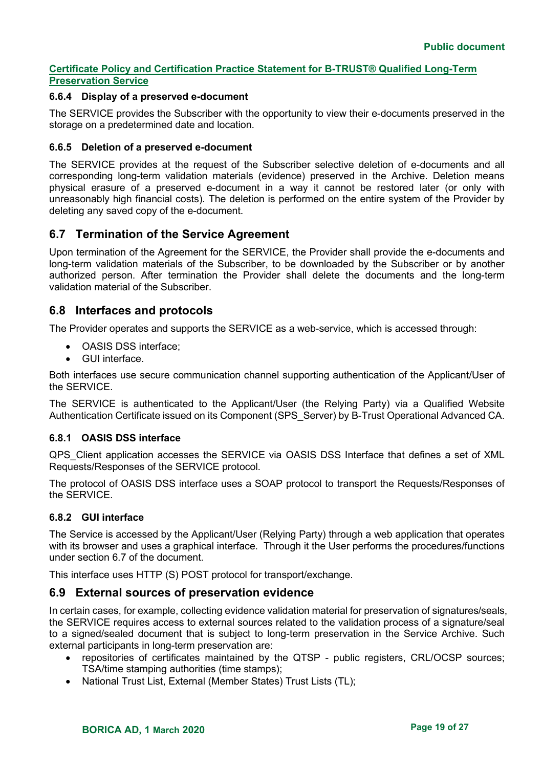### 6.6.4 Display of a preserved e-document

The SERVICE provides the Subscriber with the opportunity to view their e-documents preserved in the storage on a predetermined date and location.

### 6.6.5 Deletion of a preserved e-document

The SERVICE provides at the request of the Subscriber selective deletion of e-documents and all corresponding long-term validation materials (evidence) preserved in the Archive. Deletion means physical erasure of a preserved e-document in a way it cannot be restored later (or only with unreasonably high financial costs). The deletion is performed on the entire system of the Provider by deleting any saved copy of the e-document.

## 6.7 Termination of the Service Agreement

Upon termination of the Agreement for the SERVICE, the Provider shall provide the e-documents and long-term validation materials of the Subscriber, to be downloaded by the Subscriber or by another authorized person. After termination the Provider shall delete the documents and the long-term validation material of the Subscriber.

## 6.8 Interfaces and protocols

The Provider operates and supports the SERVICE as a web-service, which is accessed through:

- OASIS DSS interface;
- GUI interface.

Both interfaces use secure communication channel supporting authentication of the Applicant/User of the SERVICE.

The SERVICE is authenticated to the Applicant/User (the Relying Party) via a Qualified Website Authentication Certificate issued on its Component (SPS_Server) by B-Trust Operational Advanced CA.

### 6.8.1 OASIS DSS interface

QPS_Client application accesses the SERVICE via OASIS DSS Interface that defines a set of XML Requests/Responses of the SERVICE protocol.

The protocol of OASIS DSS interface uses a SOAP protocol to transport the Requests/Responses of the SERVICE.

### 6.8.2 GUI interface

The Service is accessed by the Applicant/User (Relying Party) through a web application that operates with its browser and uses a graphical interface. Through it the User performs the procedures/functions under section 6.7 of the document.

This interface uses HTTP (S) POST protocol for transport/exchange.

## 6.9 External sources of preservation evidence

In certain cases, for example, collecting evidence validation material for preservation of signatures/seals, the SERVICE requires access to external sources related to the validation process of a signature/seal to a signed/sealed document that is subject to long-term preservation in the Service Archive. Such external participants in long-term preservation are:

- repositories of certificates maintained by the QTSP - public registers, CRL/OCSP sources; TSA/time stamping authorities (time stamps);
- National Trust List, External (Member States) Trust Lists (TL);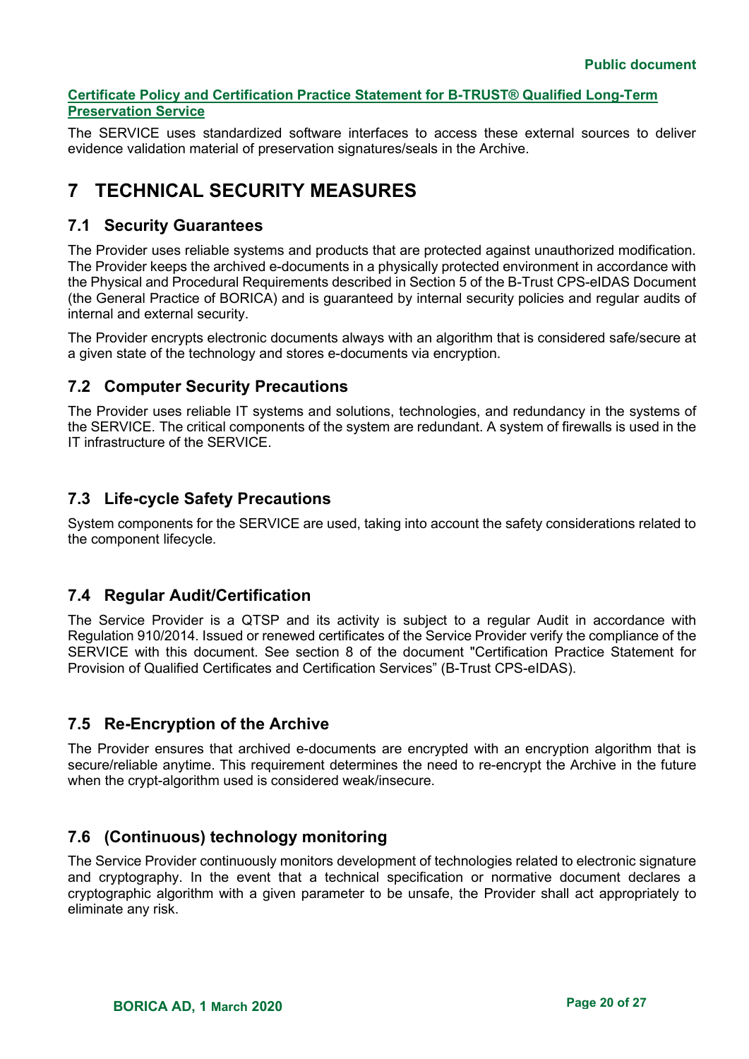The SERVICE uses standardized software interfaces to access these external sources to deliver evidence validation material of preservation signatures/seals in the Archive.

# 7 TECHNICAL SECURITY MEASURES

## 7.1 Security Guarantees

The Provider uses reliable systems and products that are protected against unauthorized modification. The Provider keeps the archived e-documents in a physically protected environment in accordance with the Physical and Procedural Requirements described in Section 5 of the B-Trust CPS-eIDAS Document (the General Practice of BORICA) and is guaranteed by internal security policies and regular audits of internal and external security.

The Provider encrypts electronic documents always with an algorithm that is considered safe/secure at a given state of the technology and stores e-documents via encryption.

## 7.2 Computer Security Precautions

The Provider uses reliable IT systems and solutions, technologies, and redundancy in the systems of the SERVICE. The critical components of the system are redundant. A system of firewalls is used in the IT infrastructure of the SERVICE.

## 7.3 Life-cycle Safety Precautions

System components for the SERVICE are used, taking into account the safety considerations related to the component lifecycle.

## 7.4 Regular Audit/Certification

The Service Provider is a QTSP and its activity is subject to a regular Audit in accordance with Regulation 910/2014. Issued or renewed certificates of the Service Provider verify the compliance of the SERVICE with this document. See section 8 of the document "Certification Practice Statement for Provision of Qualified Certificates and Certification Services" (B-Trust CPS-eIDAS).

## 7.5 Re-Encryption of the Archive

The Provider ensures that archived e-documents are encrypted with an encryption algorithm that is secure/reliable anytime. This requirement determines the need to re-encrypt the Archive in the future when the crypt-algorithm used is considered weak/insecure.

## 7.6 (Continuous) technology monitoring

The Service Provider continuously monitors development of technologies related to electronic signature and cryptography. In the event that a technical specification or normative document declares a cryptographic algorithm with a given parameter to be unsafe, the Provider shall act appropriately to eliminate any risk.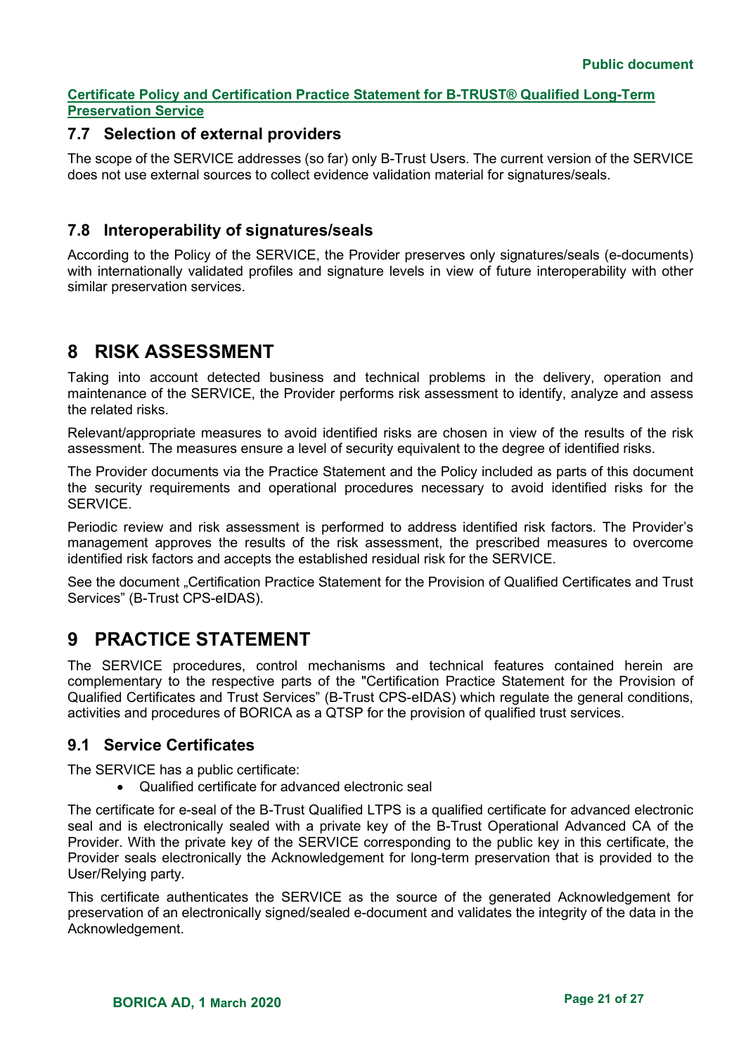## 7.7 Selection of external providers

The scope of the SERVICE addresses (so far) only B-Trust Users. The current version of the SERVICE does not use external sources to collect evidence validation material for signatures/seals.

## 7.8 Interoperability of signatures/seals

According to the Policy of the SERVICE, the Provider preserves only signatures/seals (e-documents) with internationally validated profiles and signature levels in view of future interoperability with other similar preservation services.

# 8 RISK ASSESSMENT

Taking into account detected business and technical problems in the delivery, operation and maintenance of the SERVICE, the Provider performs risk assessment to identify, analyze and assess the related risks.

Relevant/appropriate measures to avoid identified risks are chosen in view of the results of the risk assessment. The measures ensure a level of security equivalent to the degree of identified risks.

The Provider documents via the Practice Statement and the Policy included as parts of this document the security requirements and operational procedures necessary to avoid identified risks for the SERVICE.

Periodic review and risk assessment is performed to address identified risk factors. The Provider's management approves the results of the risk assessment, the prescribed measures to overcome identified risk factors and accepts the established residual risk for the SERVICE.

See the document „Certification Practice Statement for the Provision of Qualified Certificates and Trust Services" (B-Trust CPS-eIDAS).

# 9 PRACTICE STATEMENT

The SERVICE procedures, control mechanisms and technical features contained herein are complementary to the respective parts of the "Certification Practice Statement for the Provision of Qualified Certificates and Trust Services" (B-Trust CPS-eIDAS) which regulate the general conditions, activities and procedures of BORICA as a QTSP for the provision of qualified trust services.

## 9.1 Service Certificates

The SERVICE has a public certificate:

- Qualified certificate for advanced electronic seal

The certificate for e-seal of the B-Trust Qualified LTPS is a qualified certificate for advanced electronic seal and is electronically sealed with a private key of the B-Trust Operational Advanced CA of the Provider. With the private key of the SERVICE corresponding to the public key in this certificate, the Provider seals electronically the Acknowledgement for long-term preservation that is provided to the User/Relying party.

This certificate authenticates the SERVICE as the source of the generated Acknowledgement for preservation of an electronically signed/sealed e-document and validates the integrity of the data in the Acknowledgement.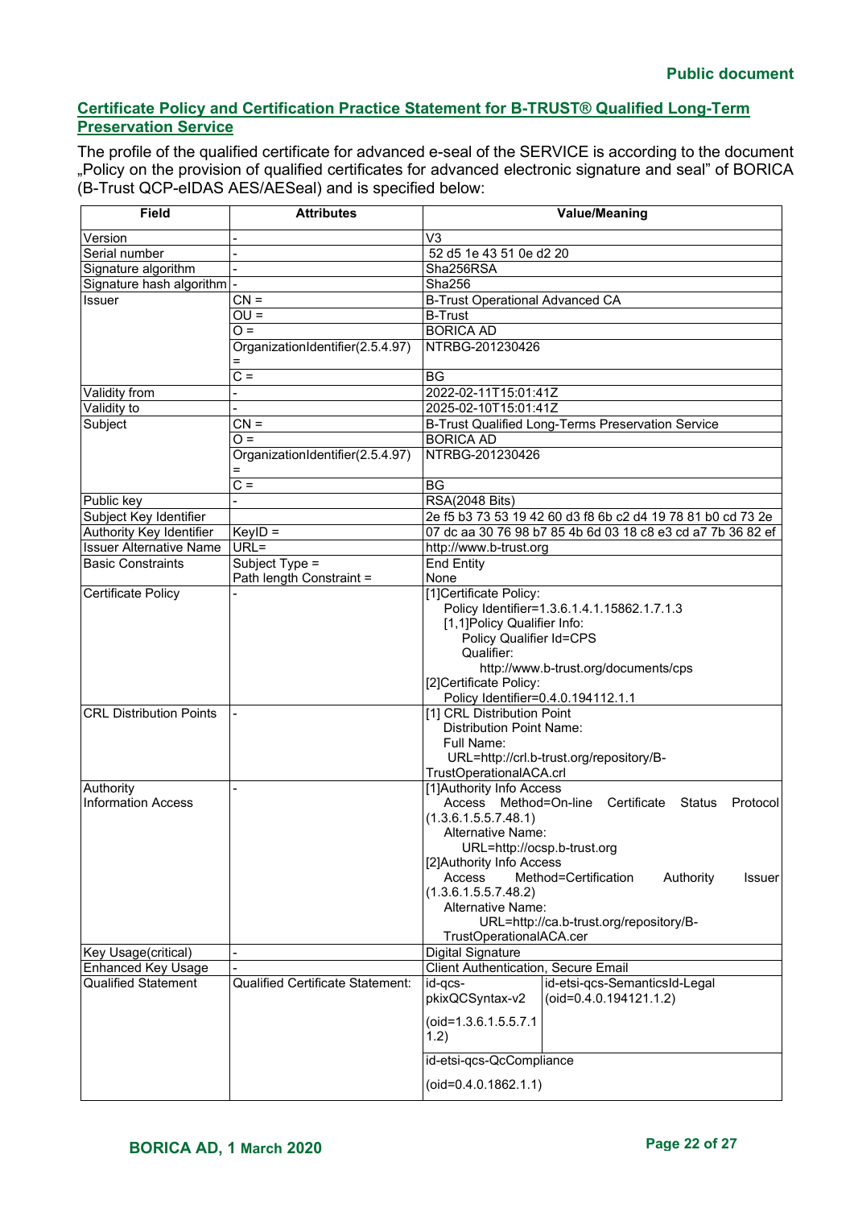**Certificate Policy and Certification Practice Statement for B-TRUST® Qualified Long-Term Preservation Service**

The profile of the qualified certificate for advanced e-seal of the SERVICE is according to the document „Policy on the provision of qualified certificates for advanced electronic signature and seal" of BORICA (B-Trust QCP-eIDAS AES/AESeal) and is specified below:

| Field | Attributes | Value/Meaning |
|---|---|---|
| Version | - | V3 |
| Serial number | - | 52 d5 1e 43 51 0e d2 20 |
| Signature algorithm | - | Sha256RSA |
| Signature hash algorithm | - | Sha256 |
| Issuer | CN = | B-Trust Operational Advanced CA |
| | OU = | B-Trust |
| | O = | BORICA AD |
| | OrganizationIdentifier(2.5.4.97) = | NTRBG-201230426 |
| | C = | BG |
| Validity from | - | 2022-02-11T15:01:41Z |
| Validity to | - | 2025-02-10T15:01:41Z |
| Subject | CN = | B-Trust Qualified Long-Terms Preservation Service |
| | O = | BORICA AD |
| | OrganizationIdentifier(2.5.4.97) = | NTRBG-201230426 |
| | C = | BG |
| Public key | - | RSA(2048 Bits) |
| Subject Key Identifier | | 2e f5 b3 73 53 19 42 60 d3 f8 6b c2 d4 19 78 81 b0 cd 73 2e |
| Authority Key Identifier | KeyID = | 07 dc aa 30 76 98 b7 85 4b 6d 03 18 c8 e3 cd a7 7b 36 82 ef |
| Issuer Alternative Name | URL= | http://www.b-trust.org |
| Basic Constraints | Subject Type =<br>Path length Constraint = | End Entity<br>None |
| Certificate Policy | - | [1]Certificate Policy:<br>Policy Identifier=1.3.6.1.4.1.15862.1.7.1.3<br>[1,1]Policy Qualifier Info:<br>Policy Qualifier Id=CPS<br>Qualifier:<br>http://www.b-trust.org/documents/cps<br>[2]Certificate Policy:<br>Policy Identifier=0.4.0.194112.1.1 |
| CRL Distribution Points | - | [1] CRL Distribution Point<br>Distribution Point Name:<br>Full Name:<br>URL=http://crl.b-trust.org/repository/B-TrustOperationalACA.crl |
| Authority Information Access | - | [1]Authority Info Access<br>Access Method=On-line Certificate Status Protocol (1.3.6.1.5.5.7.48.1)<br>Alternative Name:<br>URL=http://ocsp.b-trust.org<br>[2]Authority Info Access<br>Access Method=Certification Authority Issuer (1.3.6.1.5.5.7.48.2)<br>Alternative Name:<br>URL=http://ca.b-trust.org/repository/B-TrustOperationalACA.cer |
| Key Usage(critical) | - | Digital Signature |
| Enhanced Key Usage | - | Client Authentication, Secure Email |
| Qualified Statement | Qualified Certificate Statement: | id-qcs-pkixQCSyntax-v2 (oid=1.3.6.1.5.5.7.11.2): id-etsi-qcs-SemanticsId-Legal (oid=0.4.0.194121.1.2)<br>id-etsi-qcs-QcCompliance (oid=0.4.0.1862.1.1) |

BORICA AD, 1 March 2020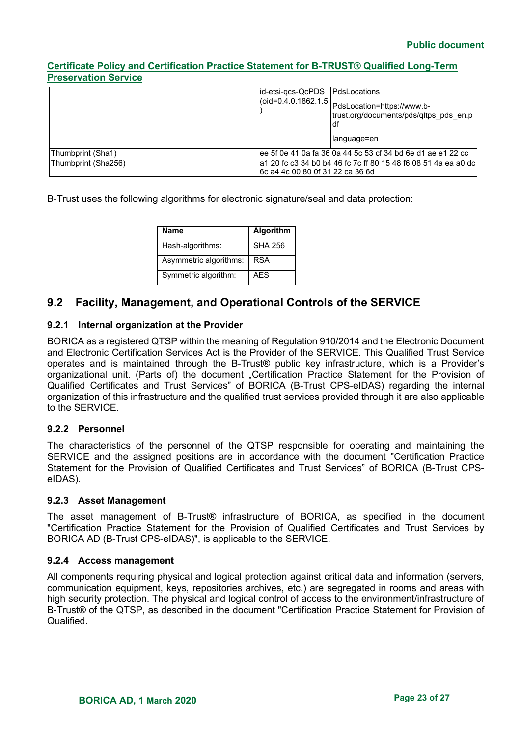| | | id-etsi-qcs-QcPDS (oid=0.4.0.1862.1.5) | PdsLocations<br>PdsLocation=https://www.b-trust.org/documents/pds/qltps_pds_en.pdf<br>language=en |
|---|---|---|---|
| Thumbprint (Sha1) | | ee 5f 0e 41 0a fa 36 0a 44 5c 53 cf 34 bd 6e d1 ae e1 22 cc | |
| Thumbprint (Sha256) | | a1 20 fc c3 34 b0 b4 46 fc 7c ff 80 15 48 f6 08 51 4a ea a0 dc 6c a4 4c 00 80 0f 31 22 ca 36 6d | |

B-Trust uses the following algorithms for electronic signature/seal and data protection:

| Name | Algorithm |
|---|---|
| Hash-algorithms: | SHA 256 |
| Asymmetric algorithms: | RSA |
| Symmetric algorithm: | AES |

## 9.2 Facility, Management, and Operational Controls of the SERVICE

### 9.2.1 Internal organization at the Provider

BORICA as a registered QTSP within the meaning of Regulation 910/2014 and the Electronic Document and Electronic Certification Services Act is the Provider of the SERVICE. This Qualified Trust Service operates and is maintained through the B-Trust® public key infrastructure, which is a Provider's organizational unit. (Parts of) the document „Certification Practice Statement for the Provision of Qualified Certificates and Trust Services" of BORICA (B-Trust CPS-eIDAS) regarding the internal organization of this infrastructure and the qualified trust services provided through it are also applicable to the SERVICE.

### 9.2.2 Personnel

The characteristics of the personnel of the QTSP responsible for operating and maintaining the SERVICE and the assigned positions are in accordance with the document "Certification Practice Statement for the Provision of Qualified Certificates and Trust Services" of BORICA (B-Trust CPS-eIDAS).

### 9.2.3 Asset Management

The asset management of B-Trust® infrastructure of BORICA, as specified in the document "Certification Practice Statement for the Provision of Qualified Certificates and Trust Services by BORICA AD (B-Trust CPS-eIDAS)", is applicable to the SERVICE.

### 9.2.4 Access management

All components requiring physical and logical protection against critical data and information (servers, communication equipment, keys, repositories archives, etc.) are segregated in rooms and areas with high security protection. The physical and logical control of access to the environment/infrastructure of B-Trust® of the QTSP, as described in the document "Certification Practice Statement for Provision of Qualified.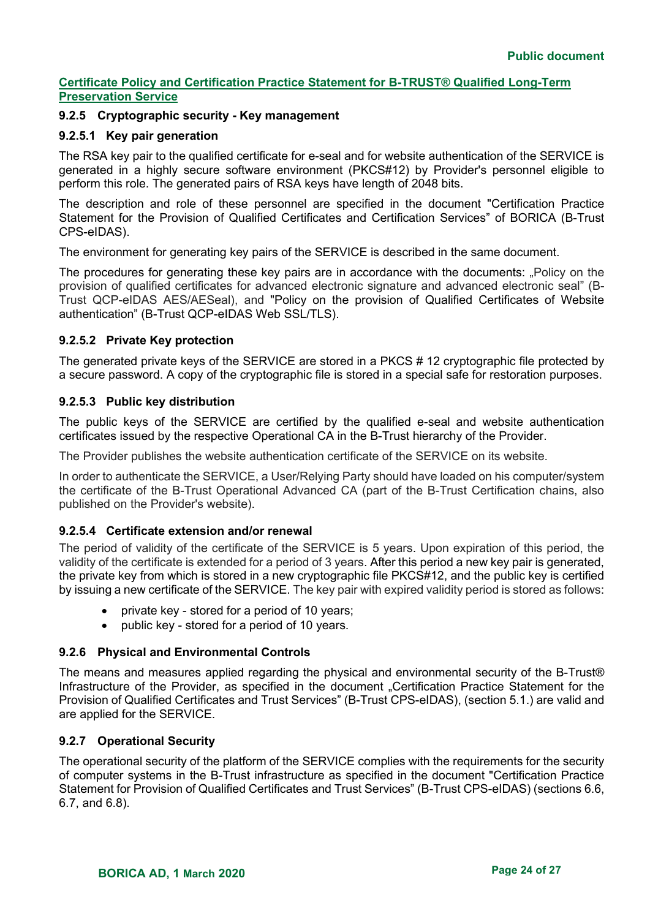#### 9.2.5 Cryptographic security - Key management

##### 9.2.5.1 Key pair generation

The RSA key pair to the qualified certificate for e-seal and for website authentication of the SERVICE is generated in a highly secure software environment (PKCS#12) by Provider's personnel eligible to perform this role. The generated pairs of RSA keys have length of 2048 bits.

The description and role of these personnel are specified in the document "Certification Practice Statement for the Provision of Qualified Certificates and Certification Services" of BORICA (B-Trust CPS-eIDAS).

The environment for generating key pairs of the SERVICE is described in the same document.

The procedures for generating these key pairs are in accordance with the documents: „Policy on the provision of qualified certificates for advanced electronic signature and advanced electronic seal" (B-Trust QCP-eIDAS AES/AESeal), and "Policy on the provision of Qualified Certificates of Website authentication" (B-Trust QCP-eIDAS Web SSL/TLS).

##### 9.2.5.2 Private Key protection

The generated private keys of the SERVICE are stored in a PKCS # 12 cryptographic file protected by a secure password. A copy of the cryptographic file is stored in a special safe for restoration purposes.

##### 9.2.5.3 Public key distribution

The public keys of the SERVICE are certified by the qualified e-seal and website authentication certificates issued by the respective Operational CA in the B-Trust hierarchy of the Provider.

The Provider publishes the website authentication certificate of the SERVICE on its website.

In order to authenticate the SERVICE, a User/Relying Party should have loaded on his computer/system the certificate of the B-Trust Operational Advanced CA (part of the B-Trust Certification chains, also published on the Provider's website).

##### 9.2.5.4 Certificate extension and/or renewal

The period of validity of the certificate of the SERVICE is 5 years. Upon expiration of this period, the validity of the certificate is extended for a period of 3 years. After this period a new key pair is generated, the private key from which is stored in a new cryptographic file PKCS#12, and the public key is certified by issuing a new certificate of the SERVICE. The key pair with expired validity period is stored as follows:

- private key - stored for a period of 10 years;
- public key - stored for a period of 10 years.

#### 9.2.6 Physical and Environmental Controls

The means and measures applied regarding the physical and environmental security of the B-Trust® Infrastructure of the Provider, as specified in the document „Certification Practice Statement for the Provision of Qualified Certificates and Trust Services" (B-Trust CPS-eIDAS), (section 5.1.) are valid and are applied for the SERVICE.

#### 9.2.7 Operational Security

The operational security of the platform of the SERVICE complies with the requirements for the security of computer systems in the B-Trust infrastructure as specified in the document "Certification Practice Statement for Provision of Qualified Certificates and Trust Services" (B-Trust CPS-eIDAS) (sections 6.6, 6.7, and 6.8).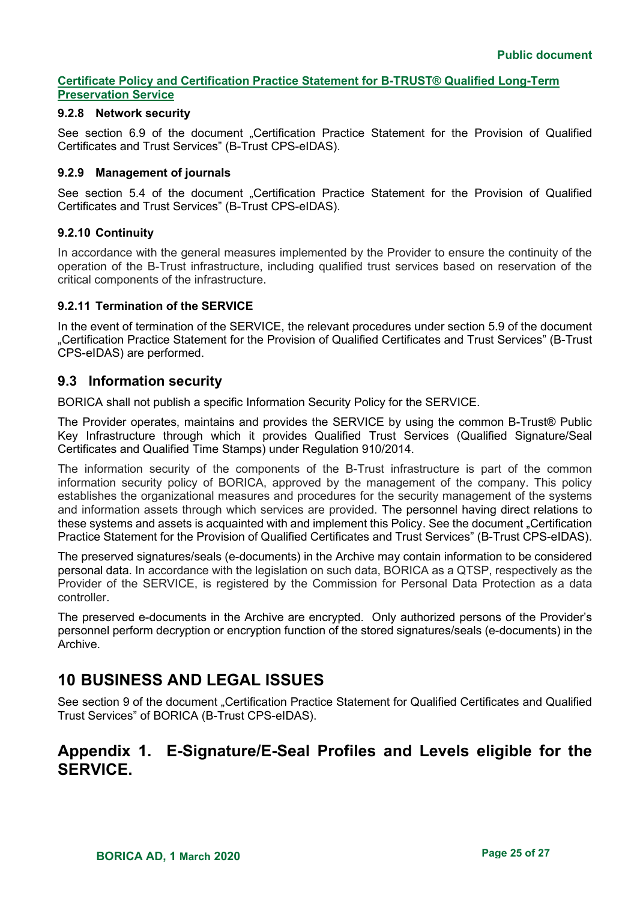#### 9.2.8 Network security

See section 6.9 of the document „Certification Practice Statement for the Provision of Qualified Certificates and Trust Services" (B-Trust CPS-eIDAS).

#### 9.2.9 Management of journals

See section 5.4 of the document „Certification Practice Statement for the Provision of Qualified Certificates and Trust Services" (B-Trust CPS-eIDAS).

#### 9.2.10 Continuity

In accordance with the general measures implemented by the Provider to ensure the continuity of the operation of the B-Trust infrastructure, including qualified trust services based on reservation of the critical components of the infrastructure.

#### 9.2.11 Termination of the SERVICE

In the event of termination of the SERVICE, the relevant procedures under section 5.9 of the document „Certification Practice Statement for the Provision of Qualified Certificates and Trust Services" (B-Trust CPS-eIDAS) are performed.

## 9.3 Information security

BORICA shall not publish a specific Information Security Policy for the SERVICE.

The Provider operates, maintains and provides the SERVICE by using the common B-Trust® Public Key Infrastructure through which it provides Qualified Trust Services (Qualified Signature/Seal Certificates and Qualified Time Stamps) under Regulation 910/2014.

The information security of the components of the B-Trust infrastructure is part of the common information security policy of BORICA, approved by the management of the company. This policy establishes the organizational measures and procedures for the security management of the systems and information assets through which services are provided. The personnel having direct relations to these systems and assets is acquainted with and implement this Policy. See the document „Certification Practice Statement for the Provision of Qualified Certificates and Trust Services" (B-Trust CPS-eIDAS).

The preserved signatures/seals (e-documents) in the Archive may contain information to be considered personal data. In accordance with the legislation on such data, BORICA as a QTSP, respectively as the Provider of the SERVICE, is registered by the Commission for Personal Data Protection as a data controller.

The preserved e-documents in the Archive are encrypted. Only authorized persons of the Provider's personnel perform decryption or encryption function of the stored signatures/seals (e-documents) in the Archive.

# 10 BUSINESS AND LEGAL ISSUES

See section 9 of the document „Certification Practice Statement for Qualified Certificates and Qualified Trust Services" of BORICA (B-Trust CPS-eIDAS).

# Appendix 1. E-Signature/E-Seal Profiles and Levels eligible for the SERVICE.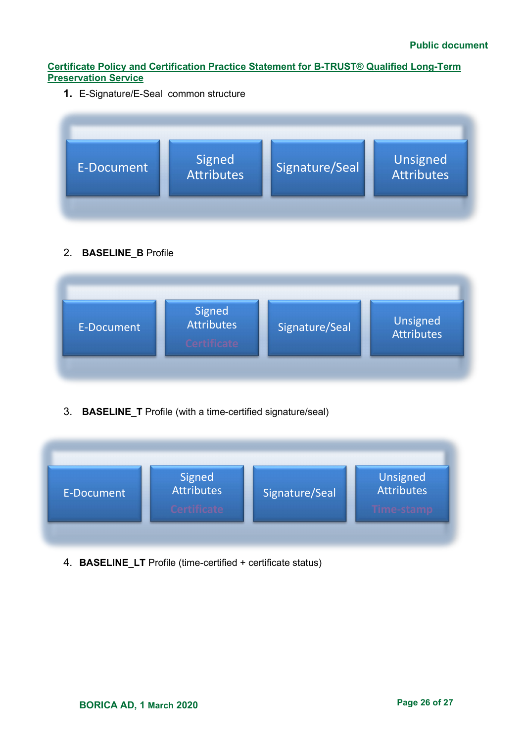1. E-Signature/E-Seal common structure

| E-Document | Signed Attributes | Signature/Seal | Unsigned Attributes |
|---|---|---|---|

2. **BASELINE_B** Profile

| E-Document | Signed Attributes Certificate | Signature/Seal | Unsigned Attributes |
|---|---|---|---|

3. **BASELINE_T** Profile (with a time-certified signature/seal)

| E-Document | Signed Attributes Certificate | Signature/Seal | Unsigned Attributes Time-stamp |
|---|---|---|---|

4. **BASELINE_LT** Profile (time-certified + certificate status)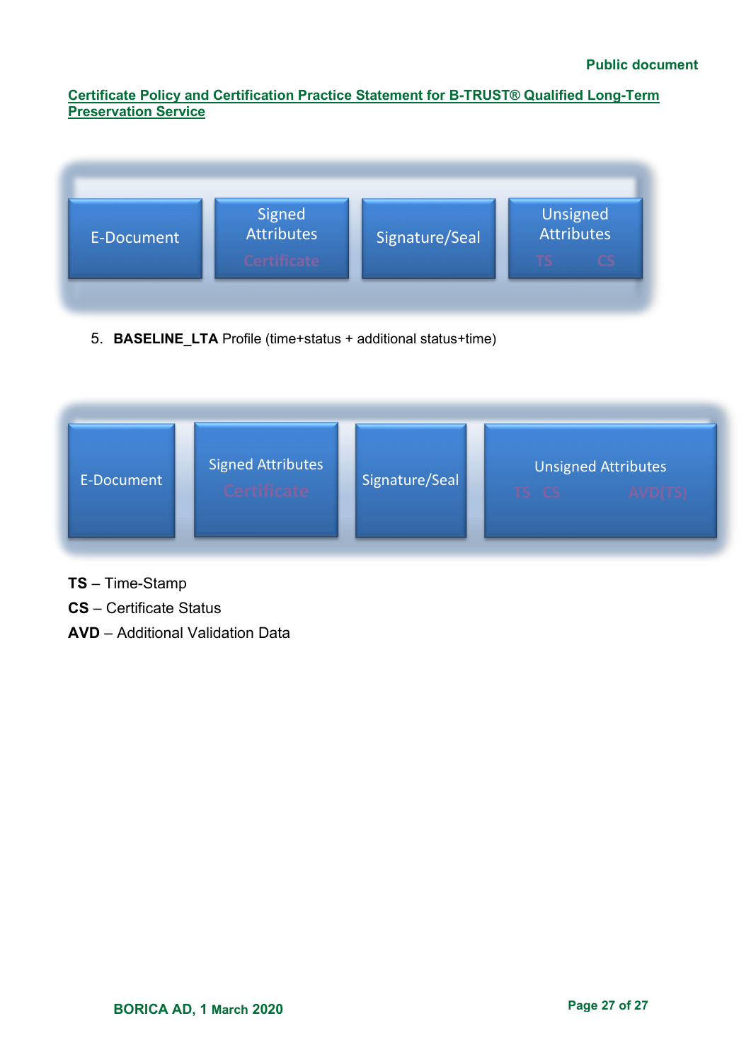E-Document

Signed Attributes
Certificate

Signature/Seal

Unsigned Attributes
TS CS

5. **BASELINE_LTA** Profile (time+status + additional status+time)

E-Document

Signed Attributes
Certificate

Signature/Seal

Unsigned Attributes
TS CS AVD(TS)

**TS** – Time-Stamp

**CS** – Certificate Status

**AVD** – Additional Validation Data